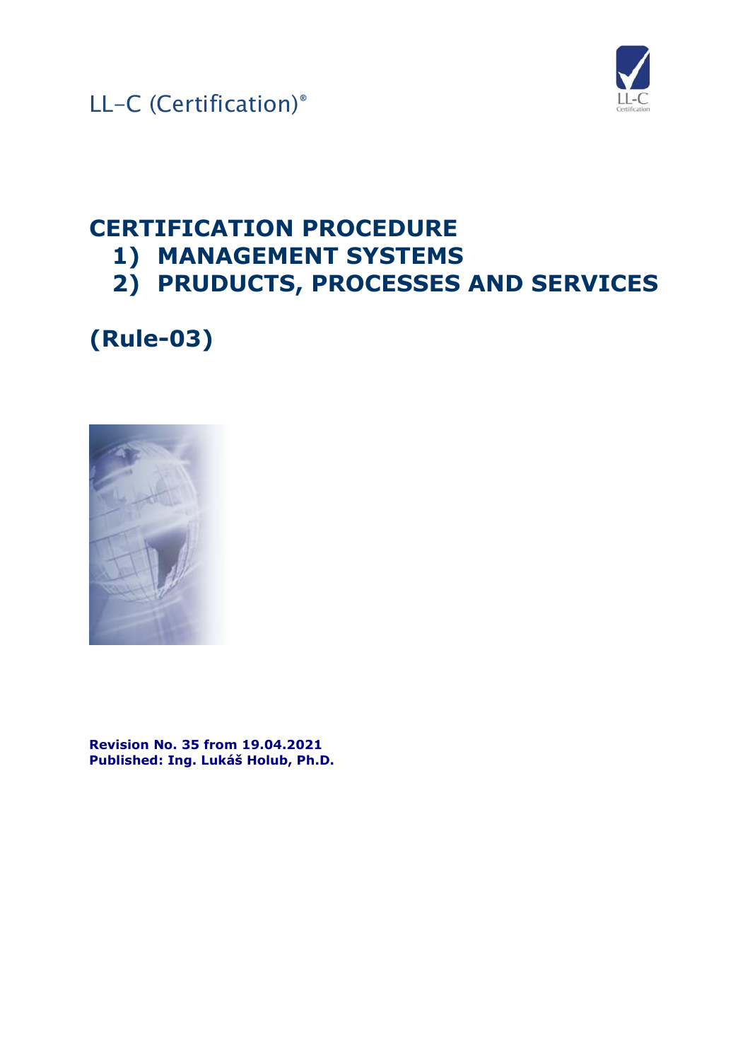LL-C (Certification)®

# CERTIFICATION PROCEDURE

1) MANAGEMENT SYSTEMS
2) PRUDUCTS, PROCESSES AND SERVICES

# (Rule-03)

**Revision No. 35 from 19.04.2021**
**Published: Ing. Lukáš Holub, Ph.D.**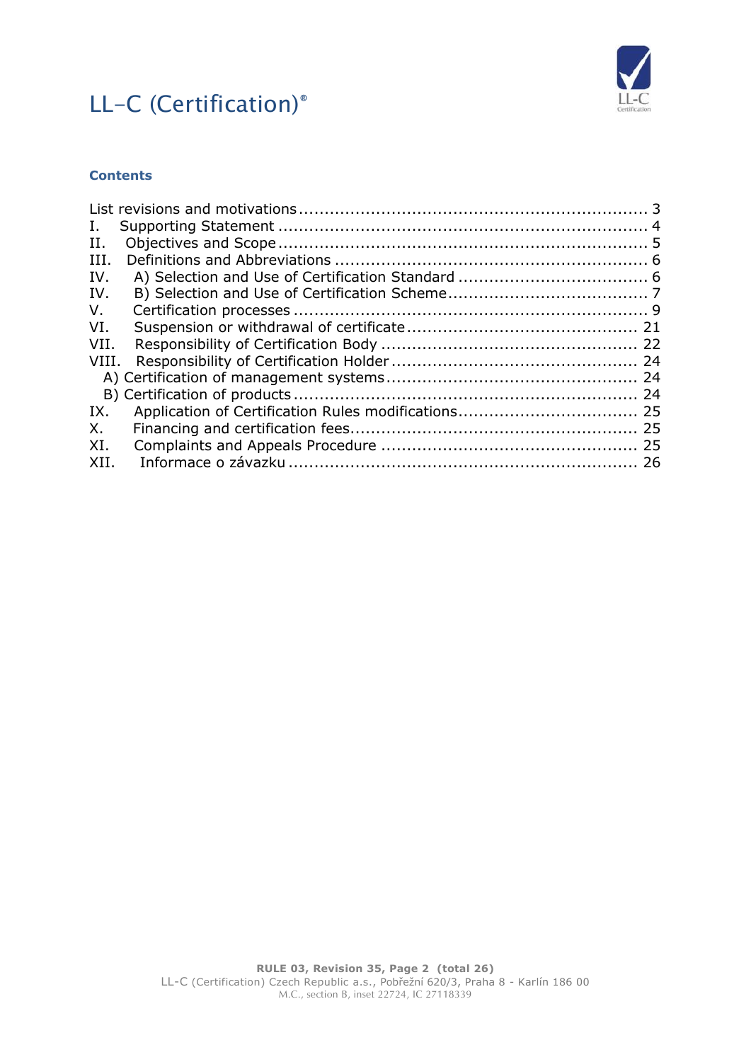# LL–C (Certification)®

## Contents

List revisions and motivations .................................................................. 3
I. Supporting Statement ....................................................................... 4
II. Objectives and Scope ....................................................................... 5
III. Definitions and Abbreviations ............................................................ 6
IV. A) Selection and Use of Certification Standard .................................... 6
IV. B) Selection and Use of Certification Scheme ...................................... 7
V. Certification processes ..................................................................... 9
VI. Suspension or withdrawal of certificate ............................................ 21
VII. Responsibility of Certification Body ................................................. 22
VIII. Responsibility of Certification Holder ............................................... 24
A) Certification of management systems ................................................ 24
B) Certification of products .................................................................. 24
IX. Application of Certification Rules modifications .................................. 25
X. Financing and certification fees....................................................... 25
XI. Complaints and Appeals Procedure ................................................. 25
XII. Informace o závazku ................................................................... 26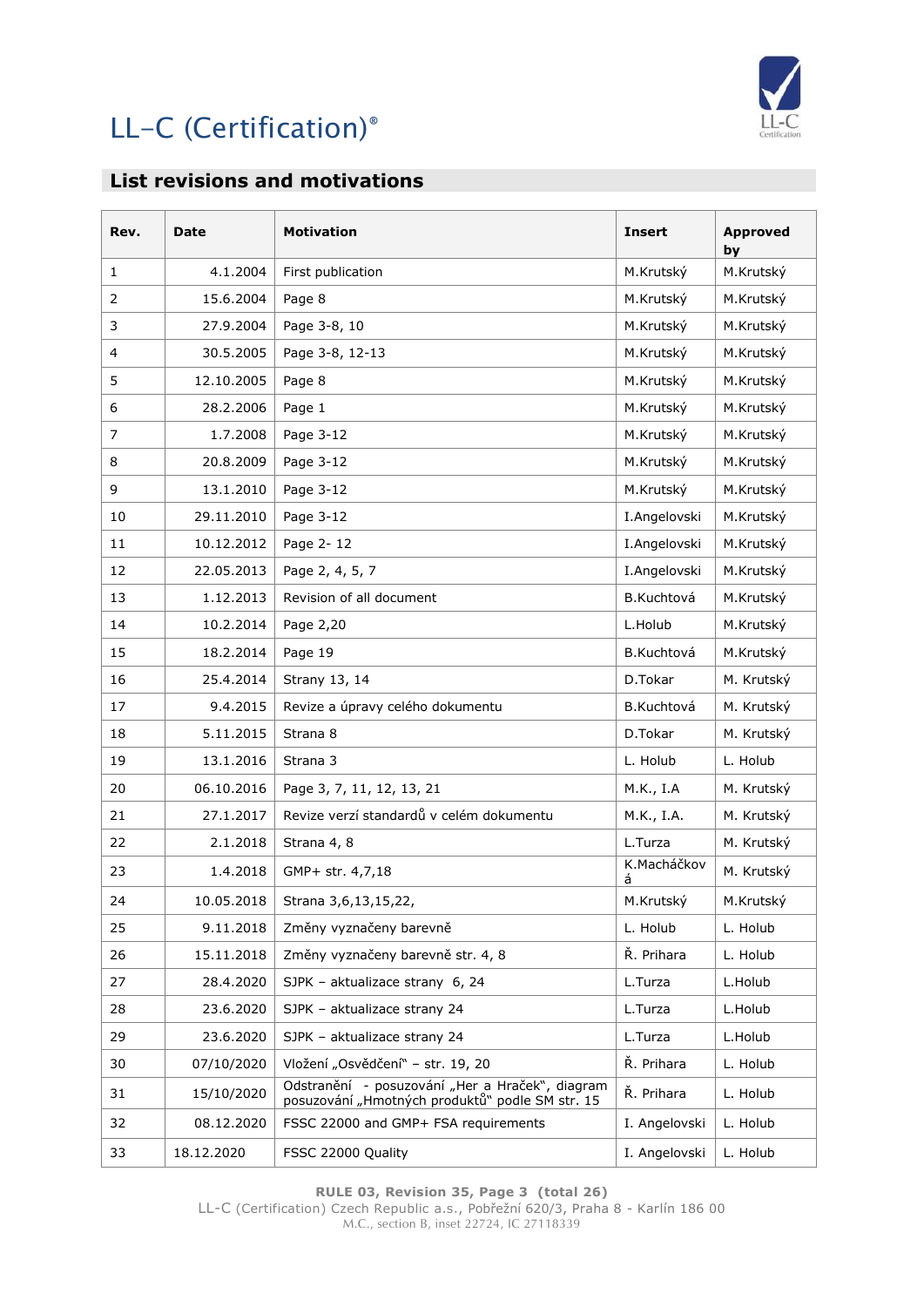# LL-C (Certification)®

## List revisions and motivations

| Rev. | Date | Motivation | Insert | Approved by |
|---|---|---|---|---|
| 1 | 4.1.2004 | First publication | M.Krutský | M.Krutský |
| 2 | 15.6.2004 | Page 8 | M.Krutský | M.Krutský |
| 3 | 27.9.2004 | Page 3-8, 10 | M.Krutský | M.Krutský |
| 4 | 30.5.2005 | Page 3-8, 12-13 | M.Krutský | M.Krutský |
| 5 | 12.10.2005 | Page 8 | M.Krutský | M.Krutský |
| 6 | 28.2.2006 | Page 1 | M.Krutský | M.Krutský |
| 7 | 1.7.2008 | Page 3-12 | M.Krutský | M.Krutský |
| 8 | 20.8.2009 | Page 3-12 | M.Krutský | M.Krutský |
| 9 | 13.1.2010 | Page 3-12 | M.Krutský | M.Krutský |
| 10 | 29.11.2010 | Page 3-12 | I.Angelovski | M.Krutský |
| 11 | 10.12.2012 | Page 2- 12 | I.Angelovski | M.Krutský |
| 12 | 22.05.2013 | Page 2, 4, 5, 7 | I.Angelovski | M.Krutský |
| 13 | 1.12.2013 | Revision of all document | B.Kuchtová | M.Krutský |
| 14 | 10.2.2014 | Page 2,20 | L.Holub | M.Krutský |
| 15 | 18.2.2014 | Page 19 | B.Kuchtová | M.Krutský |
| 16 | 25.4.2014 | Strany 13, 14 | D.Tokar | M. Krutský |
| 17 | 9.4.2015 | Revize a úpravy celého dokumentu | B.Kuchtová | M. Krutský |
| 18 | 5.11.2015 | Strana 8 | D.Tokar | M. Krutský |
| 19 | 13.1.2016 | Strana 3 | L. Holub | L. Holub |
| 20 | 06.10.2016 | Page 3, 7, 11, 12, 13, 21 | M.K., I.A | M. Krutský |
| 21 | 27.1.2017 | Revize verzí standardů v celém dokumentu | M.K., I.A. | M. Krutský |
| 22 | 2.1.2018 | Strana 4, 8 | L.Turza | M. Krutský |
| 23 | 1.4.2018 | GMP+ str. 4,7,18 | K.Macháčková | M. Krutský |
| 24 | 10.05.2018 | Strana 3,6,13,15,22, | M.Krutský | M.Krutský |
| 25 | 9.11.2018 | Změny vyznačeny barevně | L. Holub | L. Holub |
| 26 | 15.11.2018 | Změny vyznačeny barevně str. 4, 8 | Ř. Prihara | L. Holub |
| 27 | 28.4.2020 | SJPK – aktualizace strany 6, 24 | L.Turza | L.Holub |
| 28 | 23.6.2020 | SJPK – aktualizace strany 24 | L.Turza | L.Holub |
| 29 | 23.6.2020 | SJPK – aktualizace strany 24 | L.Turza | L.Holub |
| 30 | 07/10/2020 | Vložení „Osvědčení" – str. 19, 20 | Ř. Prihara | L. Holub |
| 31 | 15/10/2020 | Odstranění - posuzování „Her a Hraček", diagram posuzování „Hmotných produktů" podle SM str. 15 | Ř. Prihara | L. Holub |
| 32 | 08.12.2020 | FSSC 22000 and GMP+ FSA requirements | I. Angelovski | L. Holub |
| 33 | 18.12.2020 | FSSC 22000 Quality | I. Angelovski | L. Holub |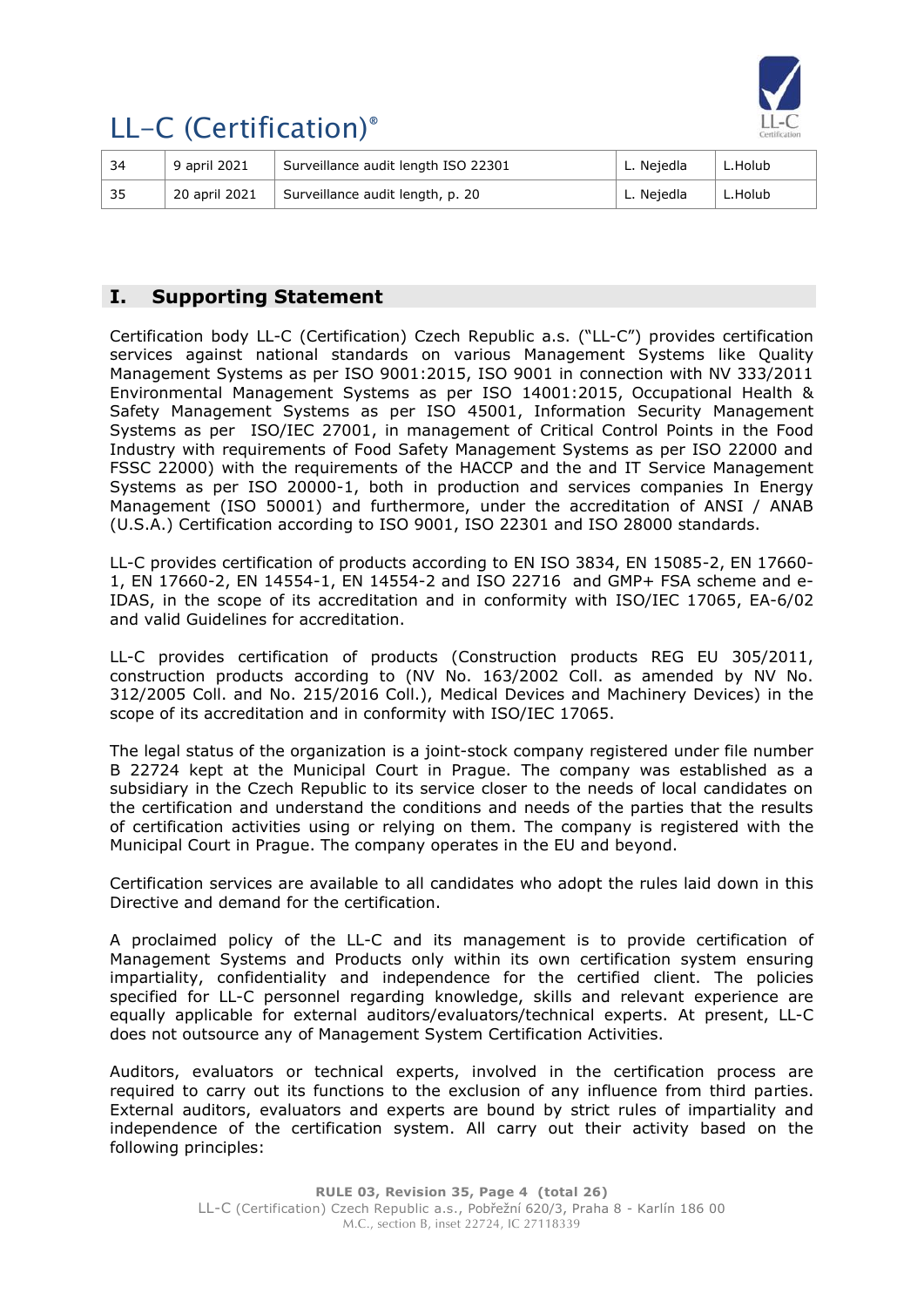| 34 | 9 april 2021 | Surveillance audit length ISO 22301 | L. Nejedla | L.Holub |
|---|---|---|---|---|
| 35 | 20 april 2021 | Surveillance audit length, p. 20 | L. Nejedla | L.Holub |

## I. Supporting Statement

Certification body LL-C (Certification) Czech Republic a.s. ("LL-C") provides certification services against national standards on various Management Systems like Quality Management Systems as per ISO 9001:2015, ISO 9001 in connection with NV 333/2011 Environmental Management Systems as per ISO 14001:2015, Occupational Health & Safety Management Systems as per ISO 45001, Information Security Management Systems as per ISO/IEC 27001, in management of Critical Control Points in the Food Industry with requirements of Food Safety Management Systems as per ISO 22000 and FSSC 22000) with the requirements of the HACCP and the and IT Service Management Systems as per ISO 20000-1, both in production and services companies In Energy Management (ISO 50001) and furthermore, under the accreditation of ANSI / ANAB (U.S.A.) Certification according to ISO 9001, ISO 22301 and ISO 28000 standards.

LL-C provides certification of products according to EN ISO 3834, EN 15085-2, EN 17660-1, EN 17660-2, EN 14554-1, EN 14554-2 and ISO 22716 and GMP+ FSA scheme and e-IDAS, in the scope of its accreditation and in conformity with ISO/IEC 17065, EA-6/02 and valid Guidelines for accreditation.

LL-C provides certification of products (Construction products REG EU 305/2011, construction products according to (NV No. 163/2002 Coll. as amended by NV No. 312/2005 Coll. and No. 215/2016 Coll.), Medical Devices and Machinery Devices) in the scope of its accreditation and in conformity with ISO/IEC 17065.

The legal status of the organization is a joint-stock company registered under file number B 22724 kept at the Municipal Court in Prague. The company was established as a subsidiary in the Czech Republic to its service closer to the needs of local candidates on the certification and understand the conditions and needs of the parties that the results of certification activities using or relying on them. The company is registered with the Municipal Court in Prague. The company operates in the EU and beyond.

Certification services are available to all candidates who adopt the rules laid down in this Directive and demand for the certification.

A proclaimed policy of the LL-C and its management is to provide certification of Management Systems and Products only within its own certification system ensuring impartiality, confidentiality and independence for the certified client. The policies specified for LL-C personnel regarding knowledge, skills and relevant experience are equally applicable for external auditors/evaluators/technical experts. At present, LL-C does not outsource any of Management System Certification Activities.

Auditors, evaluators or technical experts, involved in the certification process are required to carry out its functions to the exclusion of any influence from third parties. External auditors, evaluators and experts are bound by strict rules of impartiality and independence of the certification system. All carry out their activity based on the following principles: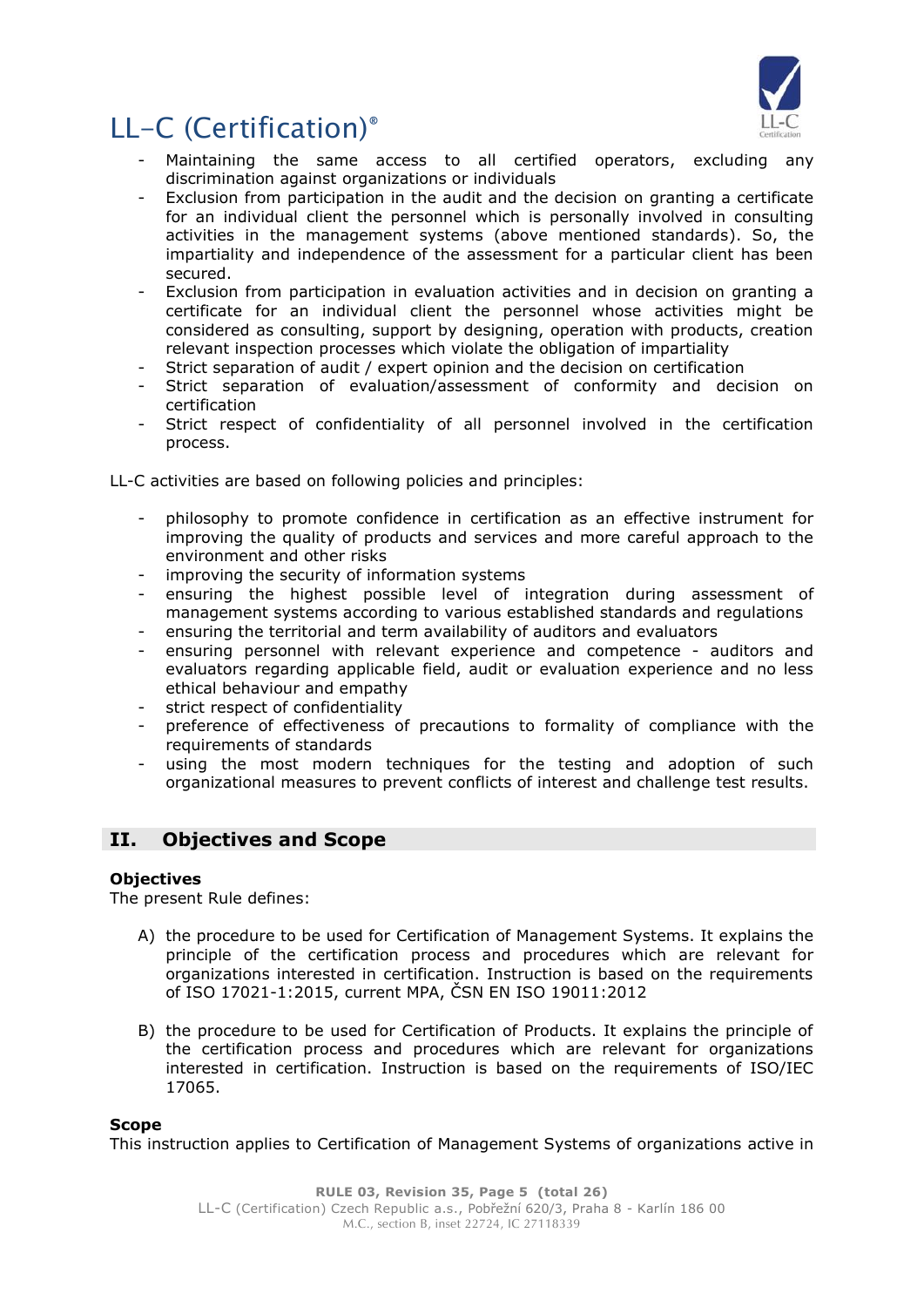- Maintaining the same access to all certified operators, excluding any discrimination against organizations or individuals
- Exclusion from participation in the audit and the decision on granting a certificate for an individual client the personnel which is personally involved in consulting activities in the management systems (above mentioned standards). So, the impartiality and independence of the assessment for a particular client has been secured.
- Exclusion from participation in evaluation activities and in decision on granting a certificate for an individual client the personnel whose activities might be considered as consulting, support by designing, operation with products, creation relevant inspection processes which violate the obligation of impartiality
- Strict separation of audit / expert opinion and the decision on certification
- Strict separation of evaluation/assessment of conformity and decision on certification
- Strict respect of confidentiality of all personnel involved in the certification process.

LL-C activities are based on following policies and principles:

- philosophy to promote confidence in certification as an effective instrument for improving the quality of products and services and more careful approach to the environment and other risks
- improving the security of information systems
- ensuring the highest possible level of integration during assessment of management systems according to various established standards and regulations
- ensuring the territorial and term availability of auditors and evaluators
- ensuring personnel with relevant experience and competence - auditors and evaluators regarding applicable field, audit or evaluation experience and no less ethical behaviour and empathy
- strict respect of confidentiality
- preference of effectiveness of precautions to formality of compliance with the requirements of standards
- using the most modern techniques for the testing and adoption of such organizational measures to prevent conflicts of interest and challenge test results.

## II. Objectives and Scope

**Objectives**

The present Rule defines:

A) the procedure to be used for Certification of Management Systems. It explains the principle of the certification process and procedures which are relevant for organizations interested in certification. Instruction is based on the requirements of ISO 17021-1:2015, current MPA, ČSN EN ISO 19011:2012

B) the procedure to be used for Certification of Products. It explains the principle of the certification process and procedures which are relevant for organizations interested in certification. Instruction is based on the requirements of ISO/IEC 17065.

**Scope**

This instruction applies to Certification of Management Systems of organizations active in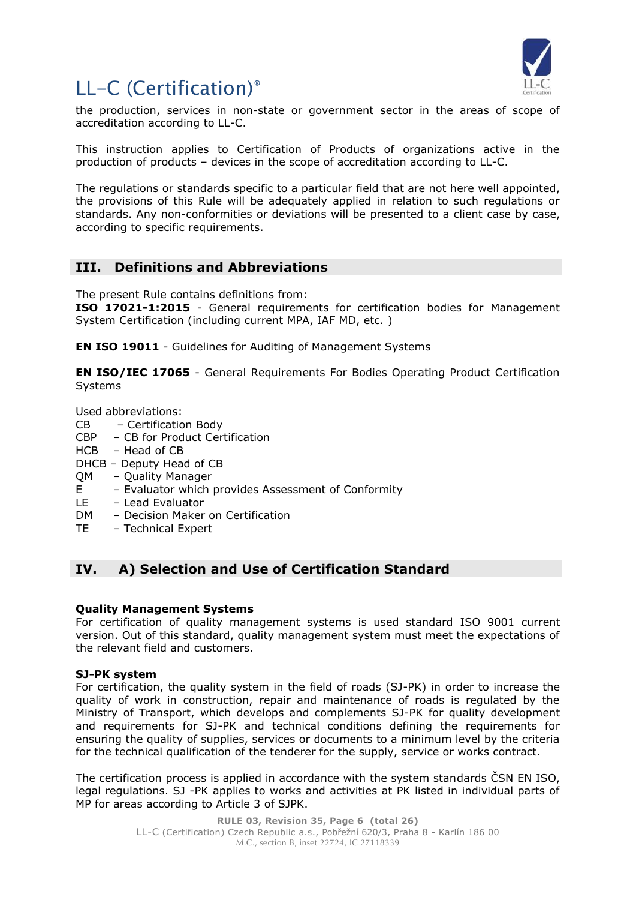the production, services in non-state or government sector in the areas of scope of accreditation according to LL-C.

This instruction applies to Certification of Products of organizations active in the production of products – devices in the scope of accreditation according to LL-C.

The regulations or standards specific to a particular field that are not here well appointed, the provisions of this Rule will be adequately applied in relation to such regulations or standards. Any non-conformities or deviations will be presented to a client case by case, according to specific requirements.

## III. Definitions and Abbreviations

The present Rule contains definitions from:
**ISO 17021-1:2015** - General requirements for certification bodies for Management System Certification (including current MPA, IAF MD, etc. )

**EN ISO 19011** - Guidelines for Auditing of Management Systems

**EN ISO/IEC 17065** - General Requirements For Bodies Operating Product Certification Systems

Used abbreviations:
CB – Certification Body
CBP – CB for Product Certification
HCB – Head of CB
DHCB – Deputy Head of CB
QM – Quality Manager
E – Evaluator which provides Assessment of Conformity
LE – Lead Evaluator
DM – Decision Maker on Certification
TE – Technical Expert

## IV. A) Selection and Use of Certification Standard

**Quality Management Systems**
For certification of quality management systems is used standard ISO 9001 current version. Out of this standard, quality management system must meet the expectations of the relevant field and customers.

**SJ-PK system**
For certification, the quality system in the field of roads (SJ-PK) in order to increase the quality of work in construction, repair and maintenance of roads is regulated by the Ministry of Transport, which develops and complements SJ-PK for quality development and requirements for SJ-PK and technical conditions defining the requirements for ensuring the quality of supplies, services or documents to a minimum level by the criteria for the technical qualification of the tenderer for the supply, service or works contract.

The certification process is applied in accordance with the system standards ČSN EN ISO, legal regulations. SJ -PK applies to works and activities at PK listed in individual parts of MP for areas according to Article 3 of SJPK.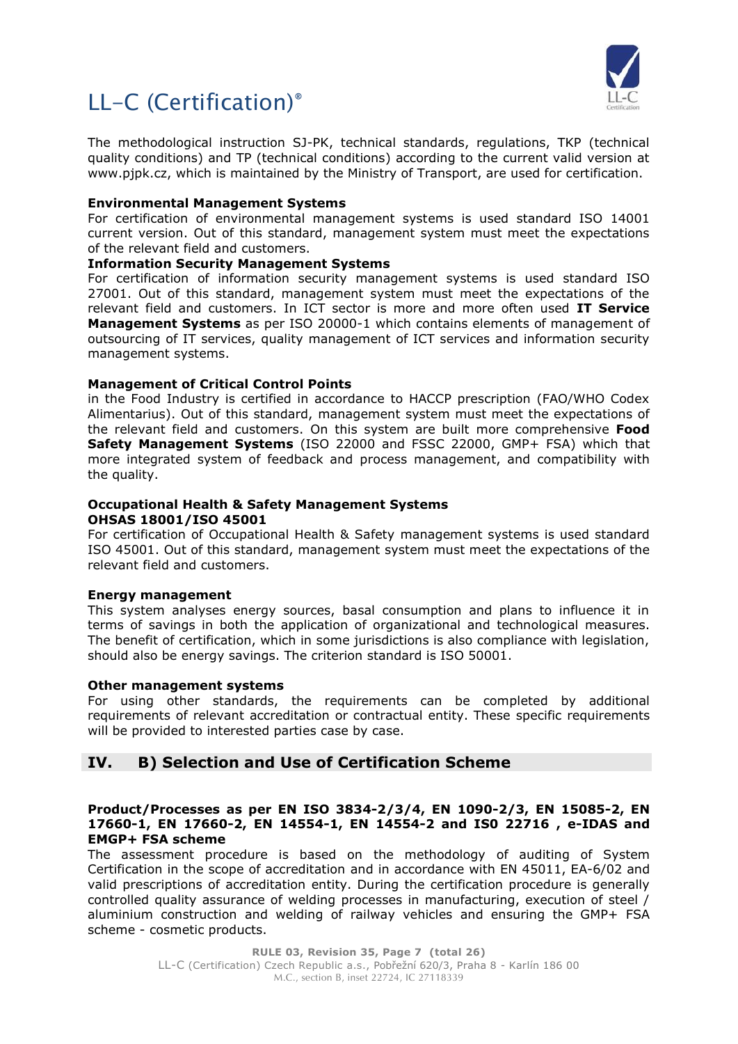The methodological instruction SJ-PK, technical standards, regulations, TKP (technical quality conditions) and TP (technical conditions) according to the current valid version at www.pjpk.cz, which is maintained by the Ministry of Transport, are used for certification.

**Environmental Management Systems**
For certification of environmental management systems is used standard ISO 14001 current version. Out of this standard, management system must meet the expectations of the relevant field and customers.

**Information Security Management Systems**
For certification of information security management systems is used standard ISO 27001. Out of this standard, management system must meet the expectations of the relevant field and customers. In ICT sector is more and more often used **IT Service Management Systems** as per ISO 20000-1 which contains elements of management of outsourcing of IT services, quality management of ICT services and information security management systems.

**Management of Critical Control Points**
in the Food Industry is certified in accordance to HACCP prescription (FAO/WHO Codex Alimentarius). Out of this standard, management system must meet the expectations of the relevant field and customers. On this system are built more comprehensive **Food Safety Management Systems** (ISO 22000 and FSSC 22000, GMP+ FSA) which that more integrated system of feedback and process management, and compatibility with the quality.

**Occupational Health & Safety Management Systems**
**OHSAS 18001/ISO 45001**
For certification of Occupational Health & Safety management systems is used standard ISO 45001. Out of this standard, management system must meet the expectations of the relevant field and customers.

**Energy management**
This system analyses energy sources, basal consumption and plans to influence it in terms of savings in both the application of organizational and technological measures. The benefit of certification, which in some jurisdictions is also compliance with legislation, should also be energy savings. The criterion standard is ISO 50001.

**Other management systems**
For using other standards, the requirements can be completed by additional requirements of relevant accreditation or contractual entity. These specific requirements will be provided to interested parties case by case.

## IV. B) Selection and Use of Certification Scheme

**Product/Processes as per EN ISO 3834-2/3/4, EN 1090-2/3, EN 15085-2, EN 17660-1, EN 17660-2, EN 14554-1, EN 14554-2 and ISO 22716 , e-IDAS and EMGP+ FSA scheme**
The assessment procedure is based on the methodology of auditing of System Certification in the scope of accreditation and in accordance with EN 45011, EA-6/02 and valid prescriptions of accreditation entity. During the certification procedure is generally controlled quality assurance of welding processes in manufacturing, execution of steel / aluminium construction and welding of railway vehicles and ensuring the GMP+ FSA scheme - cosmetic products.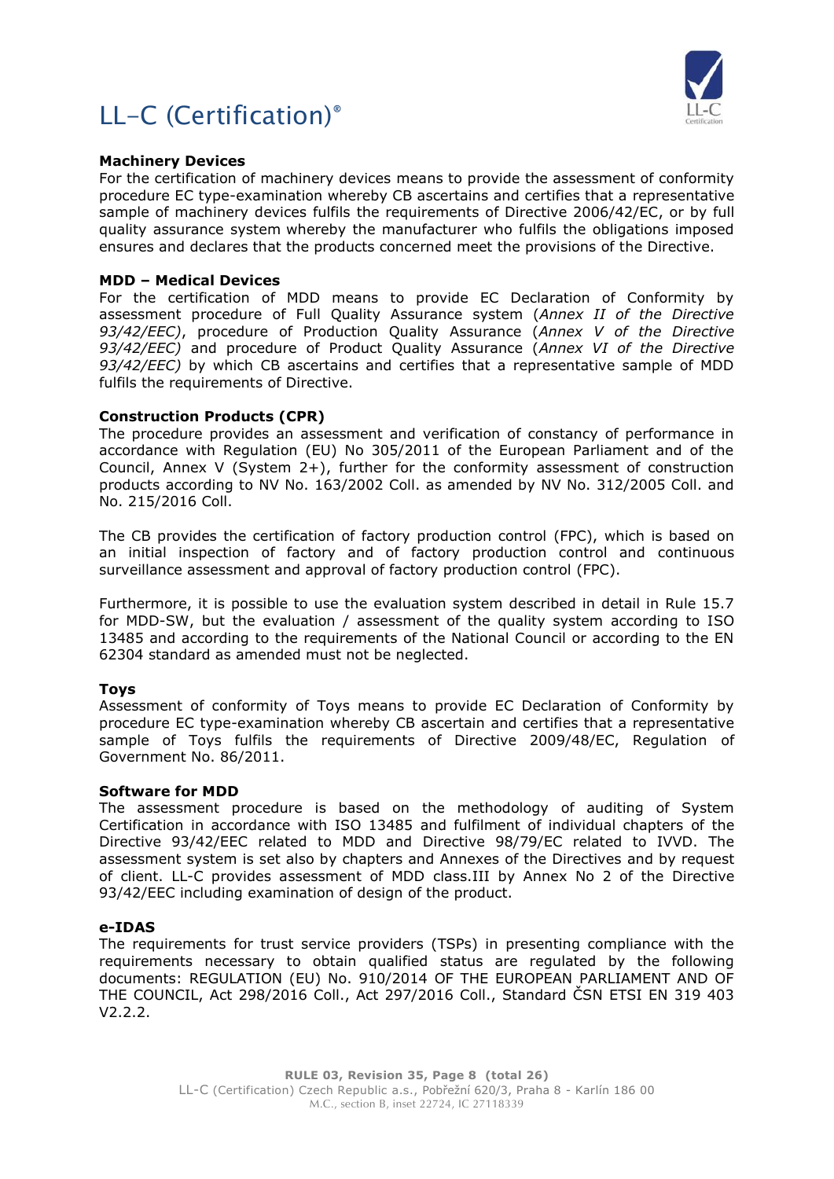**Machinery Devices**

For the certification of machinery devices means to provide the assessment of conformity procedure EC type-examination whereby CB ascertains and certifies that a representative sample of machinery devices fulfils the requirements of Directive 2006/42/EC, or by full quality assurance system whereby the manufacturer who fulfils the obligations imposed ensures and declares that the products concerned meet the provisions of the Directive.

**MDD – Medical Devices**

For the certification of MDD means to provide EC Declaration of Conformity by assessment procedure of Full Quality Assurance system (*Annex II of the Directive 93/42/EEC)*, procedure of Production Quality Assurance (*Annex V of the Directive 93/42/EEC)* and procedure of Product Quality Assurance (*Annex VI of the Directive 93/42/EEC)* by which CB ascertains and certifies that a representative sample of MDD fulfils the requirements of Directive.

**Construction Products (CPR)**

The procedure provides an assessment and verification of constancy of performance in accordance with Regulation (EU) No 305/2011 of the European Parliament and of the Council, Annex V (System 2+), further for the conformity assessment of construction products according to NV No. 163/2002 Coll. as amended by NV No. 312/2005 Coll. and No. 215/2016 Coll.

The CB provides the certification of factory production control (FPC), which is based on an initial inspection of factory and of factory production control and continuous surveillance assessment and approval of factory production control (FPC).

Furthermore, it is possible to use the evaluation system described in detail in Rule 15.7 for MDD-SW, but the evaluation / assessment of the quality system according to ISO 13485 and according to the requirements of the National Council or according to the EN 62304 standard as amended must not be neglected.

**Toys**

Assessment of conformity of Toys means to provide EC Declaration of Conformity by procedure EC type-examination whereby CB ascertain and certifies that a representative sample of Toys fulfils the requirements of Directive 2009/48/EC, Regulation of Government No. 86/2011.

**Software for MDD**

The assessment procedure is based on the methodology of auditing of System Certification in accordance with ISO 13485 and fulfilment of individual chapters of the Directive 93/42/EEC related to MDD and Directive 98/79/EC related to IVVD. The assessment system is set also by chapters and Annexes of the Directives and by request of client. LL-C provides assessment of MDD class.III by Annex No 2 of the Directive 93/42/EEC including examination of design of the product.

**e-IDAS**

The requirements for trust service providers (TSPs) in presenting compliance with the requirements necessary to obtain qualified status are regulated by the following documents: REGULATION (EU) No. 910/2014 OF THE EUROPEAN PARLIAMENT AND OF THE COUNCIL, Act 298/2016 Coll., Act 297/2016 Coll., Standard ČSN ETSI EN 319 403 V2.2.2.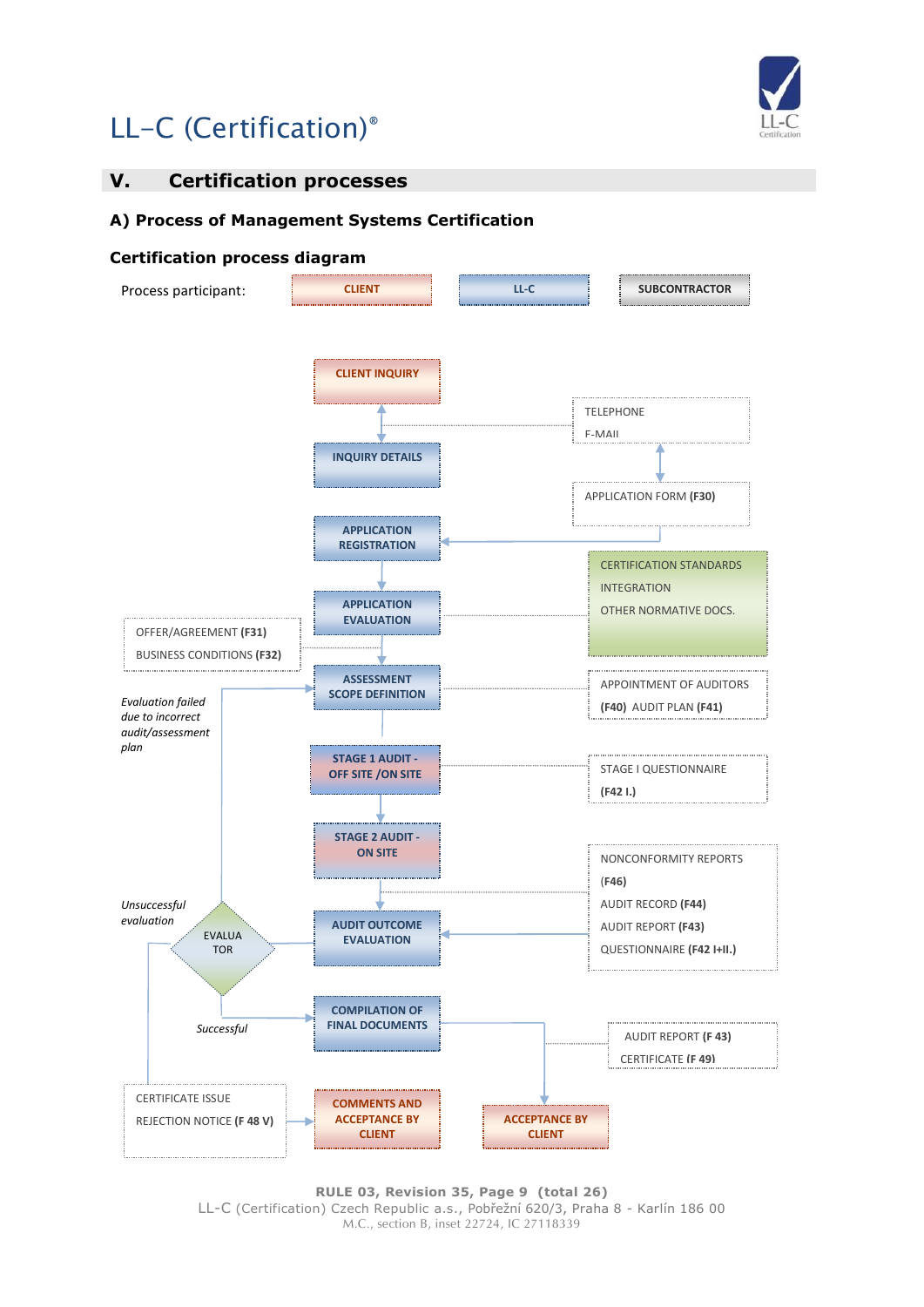# LL–C (Certification)®

## V. Certification processes

### A) Process of Management Systems Certification

#### Certification process diagram

Process participant: CLIENT | LL-C | SUBCONTRACTOR

CLIENT INQUIRY

INQUIRY DETAILS

TELEPHONE
E-MAIL

APPLICATION FORM **(F30)**

APPLICATION REGISTRATION

CERTIFICATION STANDARDS
INTEGRATION
OTHER NORMATIVE DOCS.

APPLICATION EVALUATION

OFFER/AGREEMENT **(F31)**
BUSINESS CONDITIONS **(F32)**

ASSESSMENT SCOPE DEFINITION

APPOINTMENT OF AUDITORS
**(F40)** AUDIT PLAN **(F41)**

*Evaluation failed due to incorrect audit/assessment plan*

STAGE 1 AUDIT - OFF SITE /ON SITE

STAGE I QUESTIONNAIRE
**(F42 I.)**

STAGE 2 AUDIT - ON SITE

NONCONFORMITY REPORTS
**(F46)**
AUDIT RECORD **(F44)**
AUDIT REPORT **(F43)**
QUESTIONNAIRE **(F42 I+II.)**

*Unsuccessful evaluation*

EVALUATOR

AUDIT OUTCOME EVALUATION

*Successful*

COMPILATION OF FINAL DOCUMENTS

AUDIT REPORT **(F 43)**
CERTIFICATE **(F 49)**

CERTIFICATE ISSUE
REJECTION NOTICE **(F 48 V)**

COMMENTS AND ACCEPTANCE BY CLIENT

ACCEPTANCE BY CLIENT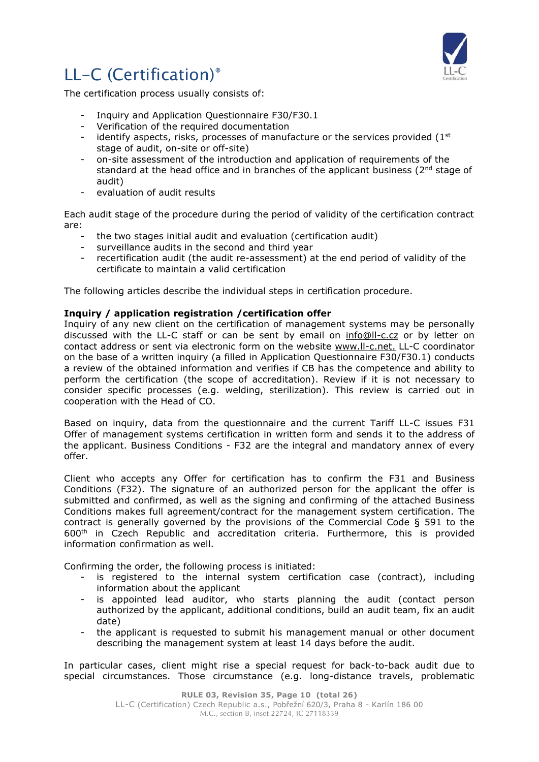# LL–C (Certification)®

The certification process usually consists of:

- Inquiry and Application Questionnaire F30/F30.1
- Verification of the required documentation
- identify aspects, risks, processes of manufacture or the services provided (1st stage of audit, on-site or off-site)
- on-site assessment of the introduction and application of requirements of the standard at the head office and in branches of the applicant business (2nd stage of audit)
- evaluation of audit results

Each audit stage of the procedure during the period of validity of the certification contract are:

- the two stages initial audit and evaluation (certification audit)
- surveillance audits in the second and third year
- recertification audit (the audit re-assessment) at the end period of validity of the certificate to maintain a valid certification

The following articles describe the individual steps in certification procedure.

**Inquiry / application registration /certification offer**

Inquiry of any new client on the certification of management systems may be personally discussed with the LL-C staff or can be sent by email on info@ll-c.cz or by letter on contact address or sent via electronic form on the website www.ll-c.net. LL-C coordinator on the base of a written inquiry (a filled in Application Questionnaire F30/F30.1) conducts a review of the obtained information and verifies if CB has the competence and ability to perform the certification (the scope of accreditation). Review if it is not necessary to consider specific processes (e.g. welding, sterilization). This review is carried out in cooperation with the Head of CO.

Based on inquiry, data from the questionnaire and the current Tariff LL-C issues F31 Offer of management systems certification in written form and sends it to the address of the applicant. Business Conditions - F32 are the integral and mandatory annex of every offer.

Client who accepts any Offer for certification has to confirm the F31 and Business Conditions (F32). The signature of an authorized person for the applicant the offer is submitted and confirmed, as well as the signing and confirming of the attached Business Conditions makes full agreement/contract for the management system certification. The contract is generally governed by the provisions of the Commercial Code § 591 to the 600th in Czech Republic and accreditation criteria. Furthermore, this is provided information confirmation as well.

Confirming the order, the following process is initiated:

- is registered to the internal system certification case (contract), including information about the applicant
- is appointed lead auditor, who starts planning the audit (contact person authorized by the applicant, additional conditions, build an audit team, fix an audit date)
- the applicant is requested to submit his management manual or other document describing the management system at least 14 days before the audit.

In particular cases, client might rise a special request for back-to-back audit due to special circumstances. Those circumstance (e.g. long-distance travels, problematic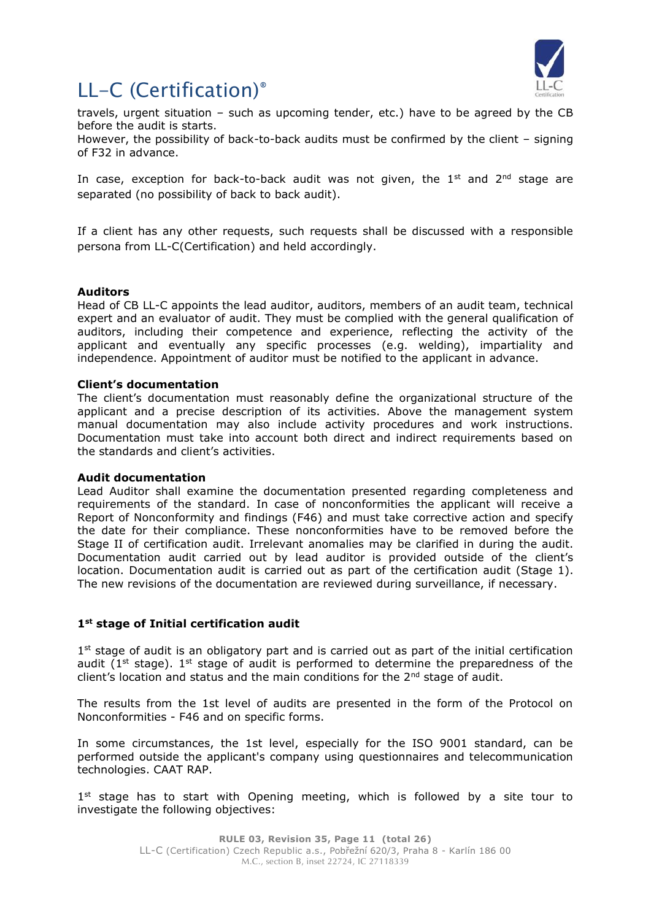travels, urgent situation – such as upcoming tender, etc.) have to be agreed by the CB before the audit is starts.
However, the possibility of back-to-back audits must be confirmed by the client – signing of F32 in advance.

In case, exception for back-to-back audit was not given, the 1st and 2nd stage are separated (no possibility of back to back audit).

If a client has any other requests, such requests shall be discussed with a responsible persona from LL-C(Certification) and held accordingly.

**Auditors**
Head of CB LL-C appoints the lead auditor, auditors, members of an audit team, technical expert and an evaluator of audit. They must be complied with the general qualification of auditors, including their competence and experience, reflecting the activity of the applicant and eventually any specific processes (e.g. welding), impartiality and independence. Appointment of auditor must be notified to the applicant in advance.

**Client's documentation**
The client's documentation must reasonably define the organizational structure of the applicant and a precise description of its activities. Above the management system manual documentation may also include activity procedures and work instructions. Documentation must take into account both direct and indirect requirements based on the standards and client's activities.

**Audit documentation**
Lead Auditor shall examine the documentation presented regarding completeness and requirements of the standard. In case of nonconformities the applicant will receive a Report of Nonconformity and findings (F46) and must take corrective action and specify the date for their compliance. These nonconformities have to be removed before the Stage II of certification audit. Irrelevant anomalies may be clarified in during the audit. Documentation audit carried out by lead auditor is provided outside of the client's location. Documentation audit is carried out as part of the certification audit (Stage 1). The new revisions of the documentation are reviewed during surveillance, if necessary.

**1st stage of Initial certification audit**

1st stage of audit is an obligatory part and is carried out as part of the initial certification audit (1st stage). 1st stage of audit is performed to determine the preparedness of the client's location and status and the main conditions for the 2nd stage of audit.

The results from the 1st level of audits are presented in the form of the Protocol on Nonconformities - F46 and on specific forms.

In some circumstances, the 1st level, especially for the ISO 9001 standard, can be performed outside the applicant's company using questionnaires and telecommunication technologies. CAAT RAP.

1st stage has to start with Opening meeting, which is followed by a site tour to investigate the following objectives: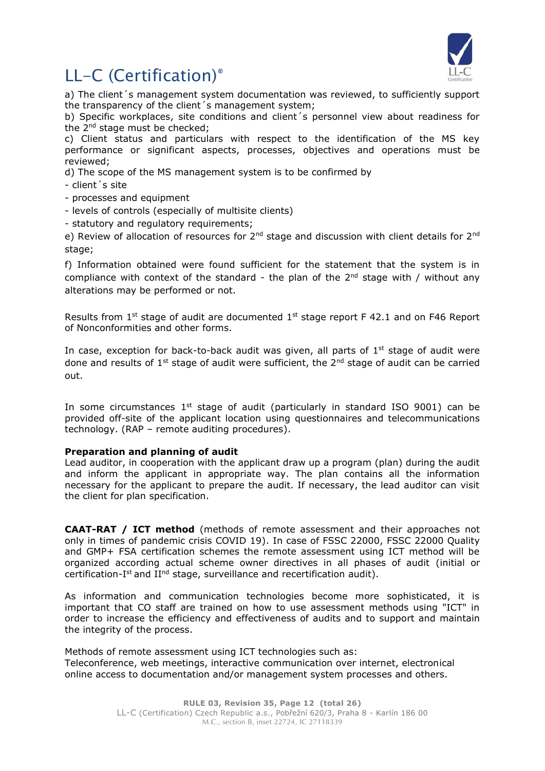a) The client´s management system documentation was reviewed, to sufficiently support the transparency of the client´s management system;

b) Specific workplaces, site conditions and client´s personnel view about readiness for the 2nd stage must be checked;

c) Client status and particulars with respect to the identification of the MS key performance or significant aspects, processes, objectives and operations must be reviewed;

d) The scope of the MS management system is to be confirmed by

- client´s site
- processes and equipment
- levels of controls (especially of multisite clients)
- statutory and regulatory requirements;

e) Review of allocation of resources for 2nd stage and discussion with client details for 2nd stage;

f) Information obtained were found sufficient for the statement that the system is in compliance with context of the standard - the plan of the 2nd stage with / without any alterations may be performed or not.

Results from 1st stage of audit are documented 1st stage report F 42.1 and on F46 Report of Nonconformities and other forms.

In case, exception for back-to-back audit was given, all parts of 1st stage of audit were done and results of 1st stage of audit were sufficient, the 2nd stage of audit can be carried out.

In some circumstances 1st stage of audit (particularly in standard ISO 9001) can be provided off-site of the applicant location using questionnaires and telecommunications technology. (RAP – remote auditing procedures).

**Preparation and planning of audit**

Lead auditor, in cooperation with the applicant draw up a program (plan) during the audit and inform the applicant in appropriate way. The plan contains all the information necessary for the applicant to prepare the audit. If necessary, the lead auditor can visit the client for plan specification.

**CAAT-RAT / ICT method** (methods of remote assessment and their approaches not only in times of pandemic crisis COVID 19). In case of FSSC 22000, FSSC 22000 Quality and GMP+ FSA certification schemes the remote assessment using ICT method will be organized according actual scheme owner directives in all phases of audit (initial or certification-Ist and IInd stage, surveillance and recertification audit).

As information and communication technologies become more sophisticated, it is important that CO staff are trained on how to use assessment methods using "ICT" in order to increase the efficiency and effectiveness of audits and to support and maintain the integrity of the process.

Methods of remote assessment using ICT technologies such as:
Teleconference, web meetings, interactive communication over internet, electronical online access to documentation and/or management system processes and others.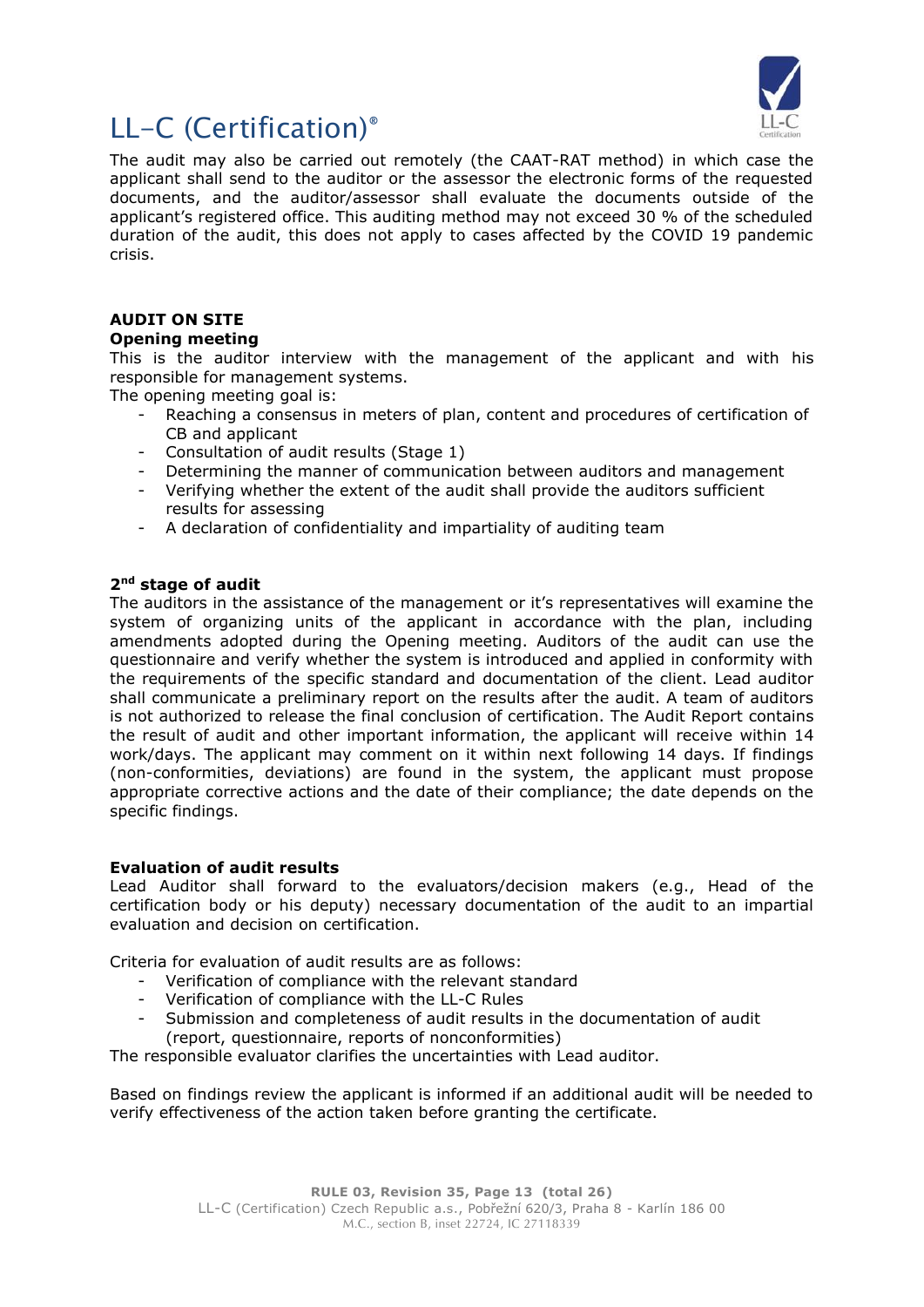The audit may also be carried out remotely (the CAAT-RAT method) in which case the applicant shall send to the auditor or the assessor the electronic forms of the requested documents, and the auditor/assessor shall evaluate the documents outside of the applicant's registered office. This auditing method may not exceed 30 % of the scheduled duration of the audit, this does not apply to cases affected by the COVID 19 pandemic crisis.

**AUDIT ON SITE**

**Opening meeting**

This is the auditor interview with the management of the applicant and with his responsible for management systems.

The opening meeting goal is:

- Reaching a consensus in meters of plan, content and procedures of certification of CB and applicant
- Consultation of audit results (Stage 1)
- Determining the manner of communication between auditors and management
- Verifying whether the extent of the audit shall provide the auditors sufficient results for assessing
- A declaration of confidentiality and impartiality of auditing team

**2nd stage of audit**

The auditors in the assistance of the management or it's representatives will examine the system of organizing units of the applicant in accordance with the plan, including amendments adopted during the Opening meeting. Auditors of the audit can use the questionnaire and verify whether the system is introduced and applied in conformity with the requirements of the specific standard and documentation of the client. Lead auditor shall communicate a preliminary report on the results after the audit. A team of auditors is not authorized to release the final conclusion of certification. The Audit Report contains the result of audit and other important information, the applicant will receive within 14 work/days. The applicant may comment on it within next following 14 days. If findings (non-conformities, deviations) are found in the system, the applicant must propose appropriate corrective actions and the date of their compliance; the date depends on the specific findings.

**Evaluation of audit results**

Lead Auditor shall forward to the evaluators/decision makers (e.g., Head of the certification body or his deputy) necessary documentation of the audit to an impartial evaluation and decision on certification.

Criteria for evaluation of audit results are as follows:

- Verification of compliance with the relevant standard
- Verification of compliance with the LL-C Rules
- Submission and completeness of audit results in the documentation of audit (report, questionnaire, reports of nonconformities)

The responsible evaluator clarifies the uncertainties with Lead auditor.

Based on findings review the applicant is informed if an additional audit will be needed to verify effectiveness of the action taken before granting the certificate.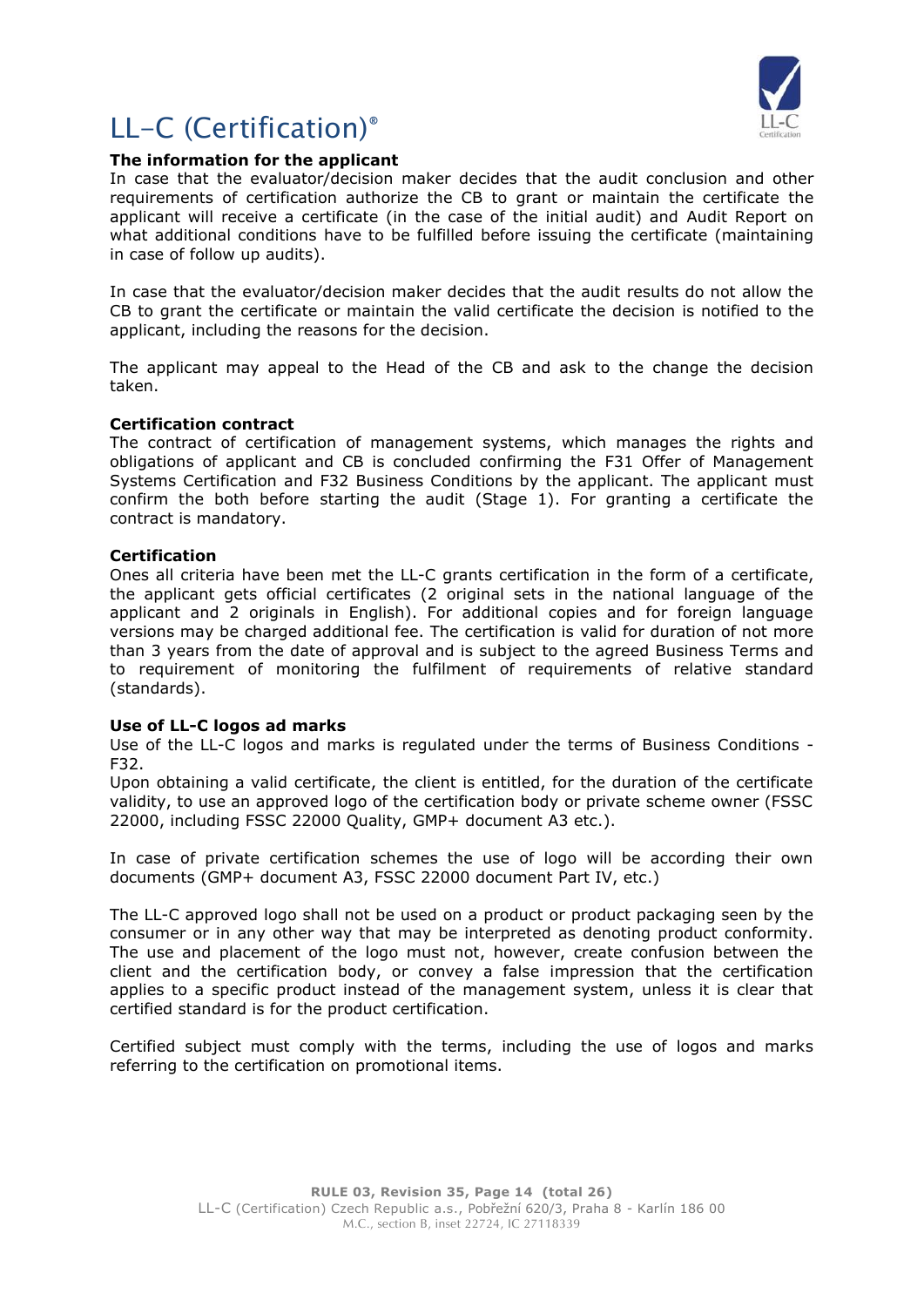# LL-C (Certification)®

**The information for the applicant**

In case that the evaluator/decision maker decides that the audit conclusion and other requirements of certification authorize the CB to grant or maintain the certificate the applicant will receive a certificate (in the case of the initial audit) and Audit Report on what additional conditions have to be fulfilled before issuing the certificate (maintaining in case of follow up audits).

In case that the evaluator/decision maker decides that the audit results do not allow the CB to grant the certificate or maintain the valid certificate the decision is notified to the applicant, including the reasons for the decision.

The applicant may appeal to the Head of the CB and ask to the change the decision taken.

**Certification contract**

The contract of certification of management systems, which manages the rights and obligations of applicant and CB is concluded confirming the F31 Offer of Management Systems Certification and F32 Business Conditions by the applicant. The applicant must confirm the both before starting the audit (Stage 1). For granting a certificate the contract is mandatory.

**Certification**

Ones all criteria have been met the LL-C grants certification in the form of a certificate, the applicant gets official certificates (2 original sets in the national language of the applicant and 2 originals in English). For additional copies and for foreign language versions may be charged additional fee. The certification is valid for duration of not more than 3 years from the date of approval and is subject to the agreed Business Terms and to requirement of monitoring the fulfilment of requirements of relative standard (standards).

**Use of LL-C logos ad marks**

Use of the LL-C logos and marks is regulated under the terms of Business Conditions - F32.

Upon obtaining a valid certificate, the client is entitled, for the duration of the certificate validity, to use an approved logo of the certification body or private scheme owner (FSSC 22000, including FSSC 22000 Quality, GMP+ document A3 etc.).

In case of private certification schemes the use of logo will be according their own documents (GMP+ document A3, FSSC 22000 document Part IV, etc.)

The LL-C approved logo shall not be used on a product or product packaging seen by the consumer or in any other way that may be interpreted as denoting product conformity. The use and placement of the logo must not, however, create confusion between the client and the certification body, or convey a false impression that the certification applies to a specific product instead of the management system, unless it is clear that certified standard is for the product certification.

Certified subject must comply with the terms, including the use of logos and marks referring to the certification on promotional items.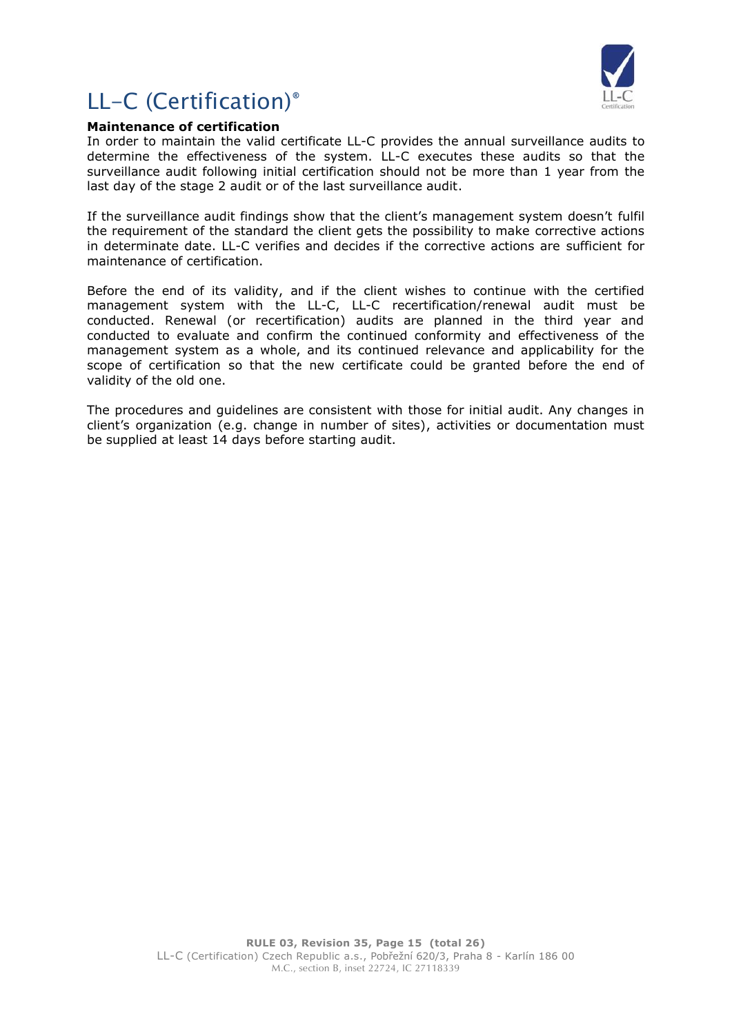## Maintenance of certification

In order to maintain the valid certificate LL-C provides the annual surveillance audits to determine the effectiveness of the system. LL-C executes these audits so that the surveillance audit following initial certification should not be more than 1 year from the last day of the stage 2 audit or of the last surveillance audit.

If the surveillance audit findings show that the client's management system doesn't fulfil the requirement of the standard the client gets the possibility to make corrective actions in determinate date. LL-C verifies and decides if the corrective actions are sufficient for maintenance of certification.

Before the end of its validity, and if the client wishes to continue with the certified management system with the LL-C, LL-C recertification/renewal audit must be conducted. Renewal (or recertification) audits are planned in the third year and conducted to evaluate and confirm the continued conformity and effectiveness of the management system as a whole, and its continued relevance and applicability for the scope of certification so that the new certificate could be granted before the end of validity of the old one.

The procedures and guidelines are consistent with those for initial audit. Any changes in client's organization (e.g. change in number of sites), activities or documentation must be supplied at least 14 days before starting audit.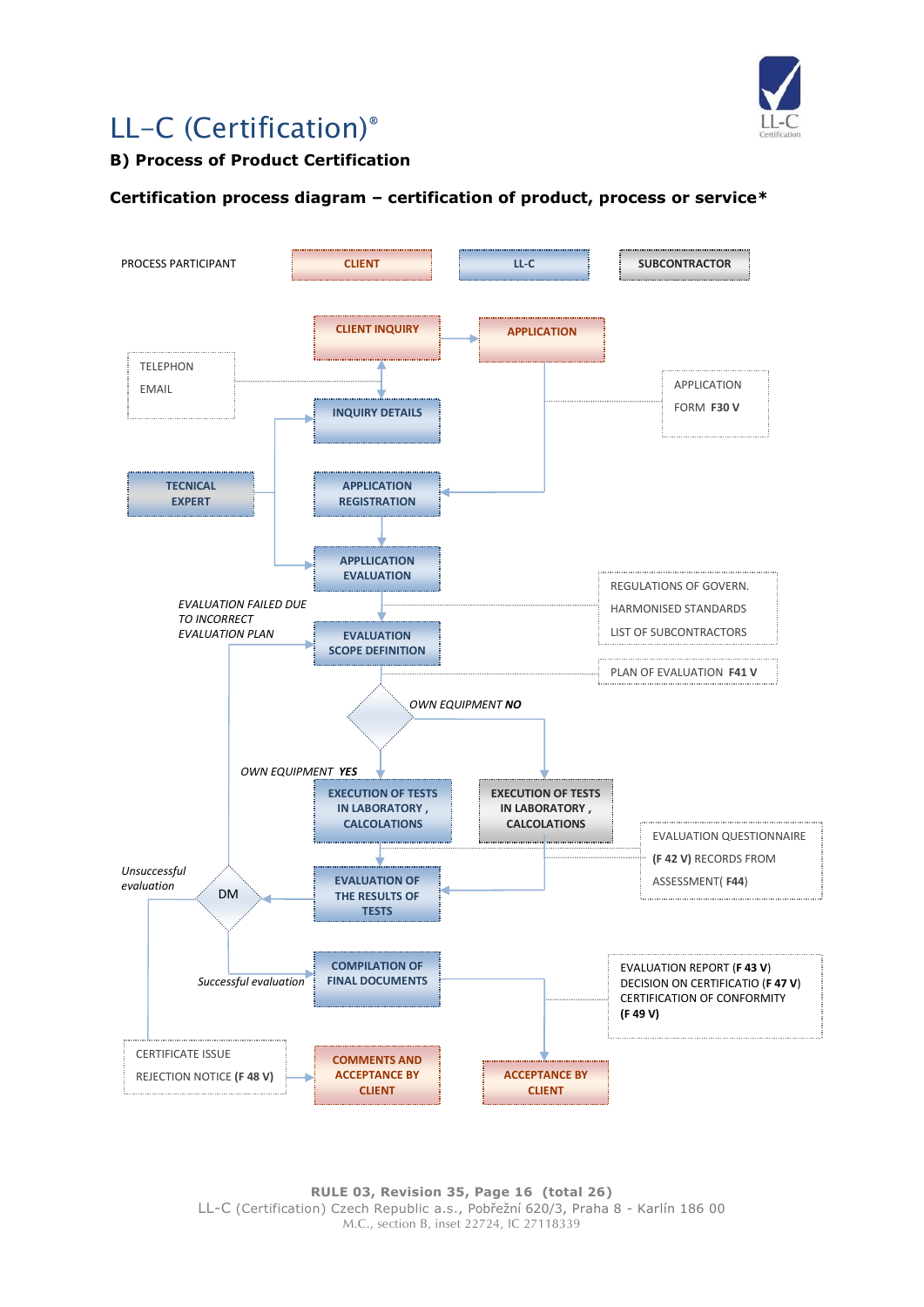# LL–C (Certification)®

## B) Process of Product Certification

### Certification process diagram – certification of product, process or service*

PROCESS PARTICIPANT

CLIENT

LL-C

SUBCONTRACTOR

CLIENT INQUIRY

APPLICATION

TELEPHON

EMAIL

APPLICATION

FORM **F30 V**

INQUIRY DETAILS

TECNICAL EXPERT

APPLICATION REGISTRATION

APPLLICATION EVALUATION

REGULATIONS OF GOVERN.

HARMONISED STANDARDS

LIST OF SUBCONTRACTORS

*EVALUATION FAILED DUE TO INCORRECT EVALUATION PLAN*

EVALUATION SCOPE DEFINITION

PLAN OF EVALUATION **F41 V**

*OWN EQUIPMENT **NO***

*OWN EQUIPMENT **YES***

EXECUTION OF TESTS IN LABORATORY , CALCOLATIONS

EXECUTION OF TESTS IN LABORATORY , CALCOLATIONS

EVALUATION QUESTIONNAIRE

**(F 42 V)** RECORDS FROM

ASSESSMENT( **F44**)

*Unsuccessful evaluation*

DM

EVALUATION OF THE RESULTS OF TESTS

*Successful evaluation*

COMPILATION OF FINAL DOCUMENTS

EVALUATION REPORT (**F 43 V**)

DECISION ON CERTIFICATIO (**F 47 V**)

CERTIFICATION OF CONFORMITY

**(F 49 V)**

CERTIFICATE ISSUE

REJECTION NOTICE (**F 48 V**)

COMMENTS AND ACCEPTANCE BY CLIENT

ACCEPTANCE BY CLIENT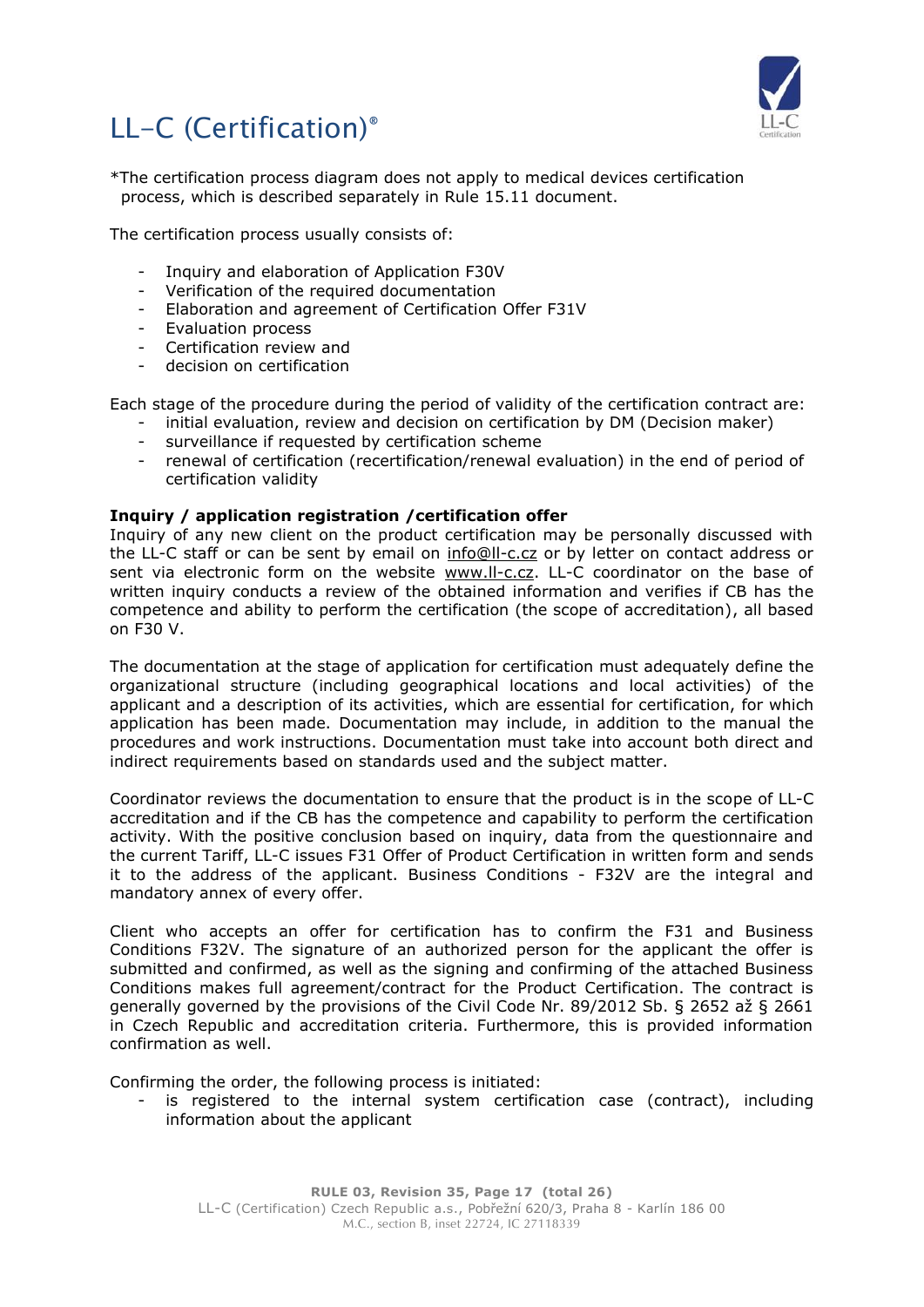# LL-C (Certification)®

*The certification process diagram does not apply to medical devices certification process, which is described separately in Rule 15.11 document.

The certification process usually consists of:

- Inquiry and elaboration of Application F30V
- Verification of the required documentation
- Elaboration and agreement of Certification Offer F31V
- Evaluation process
- Certification review and
- decision on certification

Each stage of the procedure during the period of validity of the certification contract are:

- initial evaluation, review and decision on certification by DM (Decision maker)
- surveillance if requested by certification scheme
- renewal of certification (recertification/renewal evaluation) in the end of period of certification validity

**Inquiry / application registration /certification offer**

Inquiry of any new client on the product certification may be personally discussed with the LL-C staff or can be sent by email on info@ll-c.cz or by letter on contact address or sent via electronic form on the website www.ll-c.cz. LL-C coordinator on the base of written inquiry conducts a review of the obtained information and verifies if CB has the competence and ability to perform the certification (the scope of accreditation), all based on F30 V.

The documentation at the stage of application for certification must adequately define the organizational structure (including geographical locations and local activities) of the applicant and a description of its activities, which are essential for certification, for which application has been made. Documentation may include, in addition to the manual the procedures and work instructions. Documentation must take into account both direct and indirect requirements based on standards used and the subject matter.

Coordinator reviews the documentation to ensure that the product is in the scope of LL-C accreditation and if the CB has the competence and capability to perform the certification activity. With the positive conclusion based on inquiry, data from the questionnaire and the current Tariff, LL-C issues F31 Offer of Product Certification in written form and sends it to the address of the applicant. Business Conditions - F32V are the integral and mandatory annex of every offer.

Client who accepts an offer for certification has to confirm the F31 and Business Conditions F32V. The signature of an authorized person for the applicant the offer is submitted and confirmed, as well as the signing and confirming of the attached Business Conditions makes full agreement/contract for the Product Certification. The contract is generally governed by the provisions of the Civil Code Nr. 89/2012 Sb. § 2652 až § 2661 in Czech Republic and accreditation criteria. Furthermore, this is provided information confirmation as well.

Confirming the order, the following process is initiated:

- is registered to the internal system certification case (contract), including information about the applicant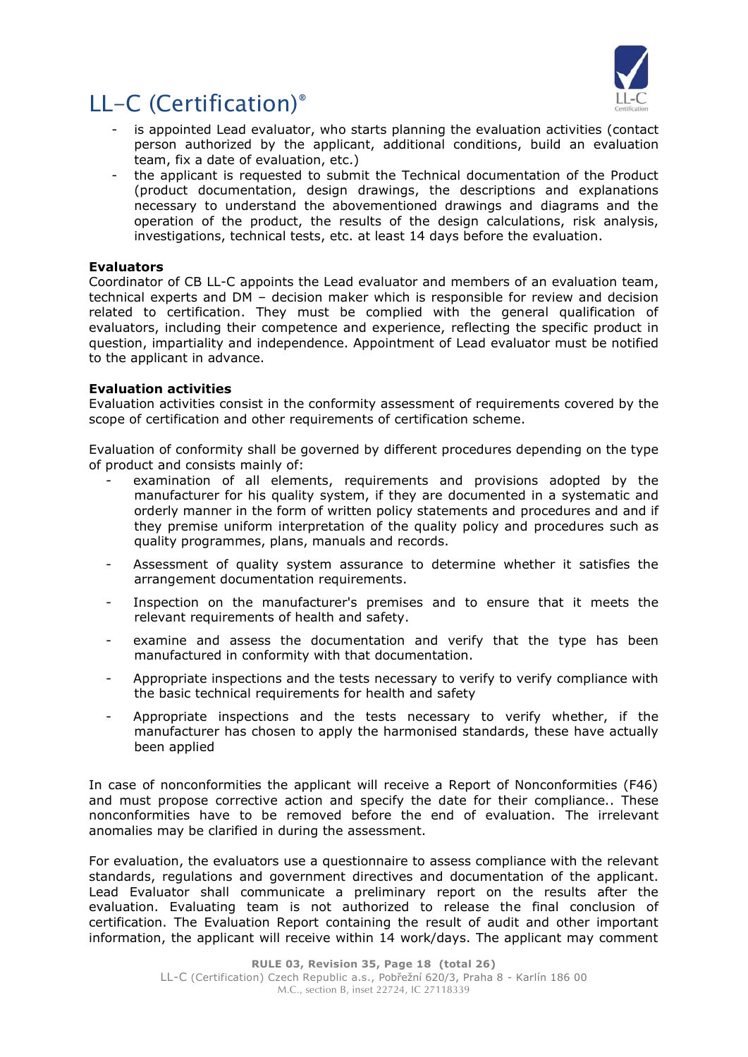- is appointed Lead evaluator, who starts planning the evaluation activities (contact person authorized by the applicant, additional conditions, build an evaluation team, fix a date of evaluation, etc.)
- the applicant is requested to submit the Technical documentation of the Product (product documentation, design drawings, the descriptions and explanations necessary to understand the abovementioned drawings and diagrams and the operation of the product, the results of the design calculations, risk analysis, investigations, technical tests, etc. at least 14 days before the evaluation.

**Evaluators**

Coordinator of CB LL-C appoints the Lead evaluator and members of an evaluation team, technical experts and DM – decision maker which is responsible for review and decision related to certification. They must be complied with the general qualification of evaluators, including their competence and experience, reflecting the specific product in question, impartiality and independence. Appointment of Lead evaluator must be notified to the applicant in advance.

**Evaluation activities**

Evaluation activities consist in the conformity assessment of requirements covered by the scope of certification and other requirements of certification scheme.

Evaluation of conformity shall be governed by different procedures depending on the type of product and consists mainly of:

- examination of all elements, requirements and provisions adopted by the manufacturer for his quality system, if they are documented in a systematic and orderly manner in the form of written policy statements and procedures and and if they premise uniform interpretation of the quality policy and procedures such as quality programmes, plans, manuals and records.
- Assessment of quality system assurance to determine whether it satisfies the arrangement documentation requirements.
- Inspection on the manufacturer's premises and to ensure that it meets the relevant requirements of health and safety.
- examine and assess the documentation and verify that the type has been manufactured in conformity with that documentation.
- Appropriate inspections and the tests necessary to verify to verify compliance with the basic technical requirements for health and safety
- Appropriate inspections and the tests necessary to verify whether, if the manufacturer has chosen to apply the harmonised standards, these have actually been applied

In case of nonconformities the applicant will receive a Report of Nonconformities (F46) and must propose corrective action and specify the date for their compliance.. These nonconformities have to be removed before the end of evaluation. The irrelevant anomalies may be clarified in during the assessment.

For evaluation, the evaluators use a questionnaire to assess compliance with the relevant standards, regulations and government directives and documentation of the applicant. Lead Evaluator shall communicate a preliminary report on the results after the evaluation. Evaluating team is not authorized to release the final conclusion of certification. The Evaluation Report containing the result of audit and other important information, the applicant will receive within 14 work/days. The applicant may comment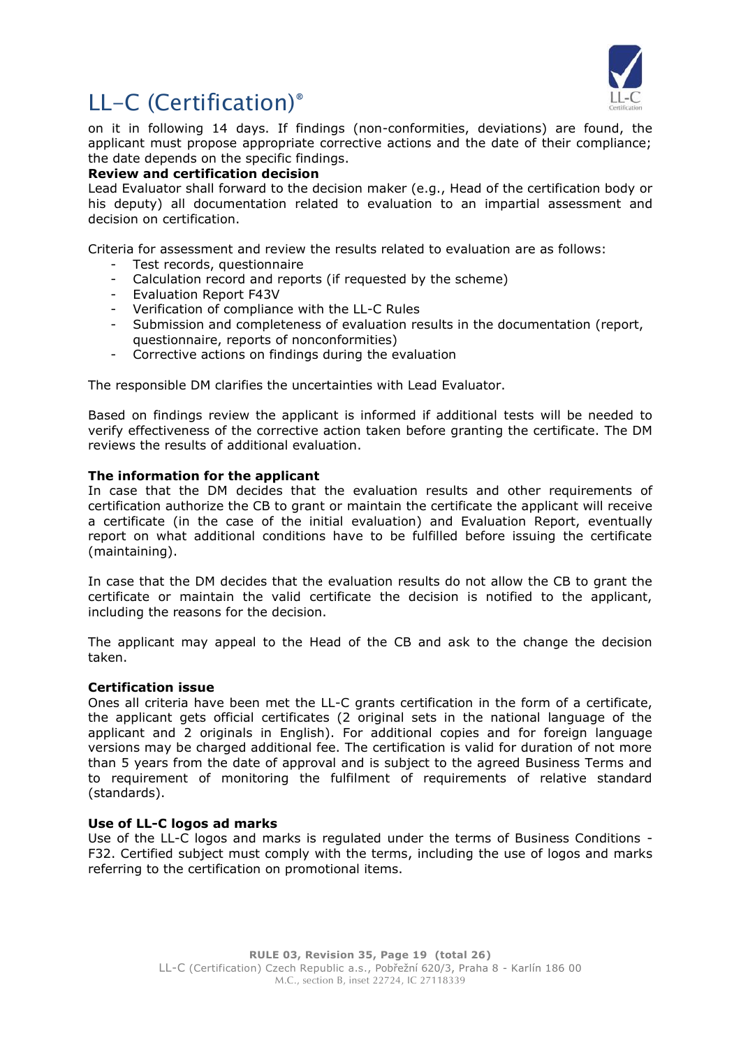on it in following 14 days. If findings (non-conformities, deviations) are found, the applicant must propose appropriate corrective actions and the date of their compliance; the date depends on the specific findings.

**Review and certification decision**

Lead Evaluator shall forward to the decision maker (e.g., Head of the certification body or his deputy) all documentation related to evaluation to an impartial assessment and decision on certification.

Criteria for assessment and review the results related to evaluation are as follows:

- Test records, questionnaire
- Calculation record and reports (if requested by the scheme)
- Evaluation Report F43V
- Verification of compliance with the LL-C Rules
- Submission and completeness of evaluation results in the documentation (report, questionnaire, reports of nonconformities)
- Corrective actions on findings during the evaluation

The responsible DM clarifies the uncertainties with Lead Evaluator.

Based on findings review the applicant is informed if additional tests will be needed to verify effectiveness of the corrective action taken before granting the certificate. The DM reviews the results of additional evaluation.

**The information for the applicant**

In case that the DM decides that the evaluation results and other requirements of certification authorize the CB to grant or maintain the certificate the applicant will receive a certificate (in the case of the initial evaluation) and Evaluation Report, eventually report on what additional conditions have to be fulfilled before issuing the certificate (maintaining).

In case that the DM decides that the evaluation results do not allow the CB to grant the certificate or maintain the valid certificate the decision is notified to the applicant, including the reasons for the decision.

The applicant may appeal to the Head of the CB and ask to the change the decision taken.

**Certification issue**

Ones all criteria have been met the LL-C grants certification in the form of a certificate, the applicant gets official certificates (2 original sets in the national language of the applicant and 2 originals in English). For additional copies and for foreign language versions may be charged additional fee. The certification is valid for duration of not more than 5 years from the date of approval and is subject to the agreed Business Terms and to requirement of monitoring the fulfilment of requirements of relative standard (standards).

**Use of LL-C logos ad marks**

Use of the LL-C logos and marks is regulated under the terms of Business Conditions - F32. Certified subject must comply with the terms, including the use of logos and marks referring to the certification on promotional items.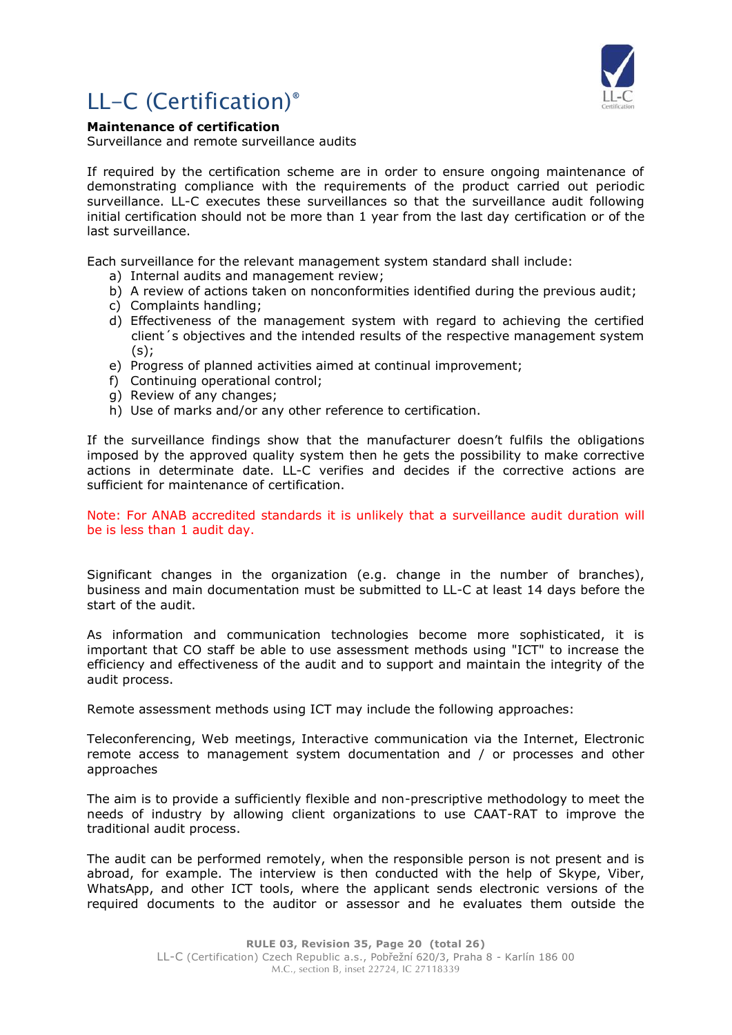# LL–C (Certification)®

**Maintenance of certification**
Surveillance and remote surveillance audits

If required by the certification scheme are in order to ensure ongoing maintenance of demonstrating compliance with the requirements of the product carried out periodic surveillance. LL-C executes these surveillances so that the surveillance audit following initial certification should not be more than 1 year from the last day certification or of the last surveillance.

Each surveillance for the relevant management system standard shall include:

a) Internal audits and management review;
b) A review of actions taken on nonconformities identified during the previous audit;
c) Complaints handling;
d) Effectiveness of the management system with regard to achieving the certified client´s objectives and the intended results of the respective management system (s);
e) Progress of planned activities aimed at continual improvement;
f) Continuing operational control;
g) Review of any changes;
h) Use of marks and/or any other reference to certification.

If the surveillance findings show that the manufacturer doesn't fulfils the obligations imposed by the approved quality system then he gets the possibility to make corrective actions in determinate date. LL-C verifies and decides if the corrective actions are sufficient for maintenance of certification.

Note: For ANAB accredited standards it is unlikely that a surveillance audit duration will be is less than 1 audit day.

Significant changes in the organization (e.g. change in the number of branches), business and main documentation must be submitted to LL-C at least 14 days before the start of the audit.

As information and communication technologies become more sophisticated, it is important that CO staff be able to use assessment methods using "ICT" to increase the efficiency and effectiveness of the audit and to support and maintain the integrity of the audit process.

Remote assessment methods using ICT may include the following approaches:

Teleconferencing, Web meetings, Interactive communication via the Internet, Electronic remote access to management system documentation and / or processes and other approaches

The aim is to provide a sufficiently flexible and non-prescriptive methodology to meet the needs of industry by allowing client organizations to use CAAT-RAT to improve the traditional audit process.

The audit can be performed remotely, when the responsible person is not present and is abroad, for example. The interview is then conducted with the help of Skype, Viber, WhatsApp, and other ICT tools, where the applicant sends electronic versions of the required documents to the auditor or assessor and he evaluates them outside the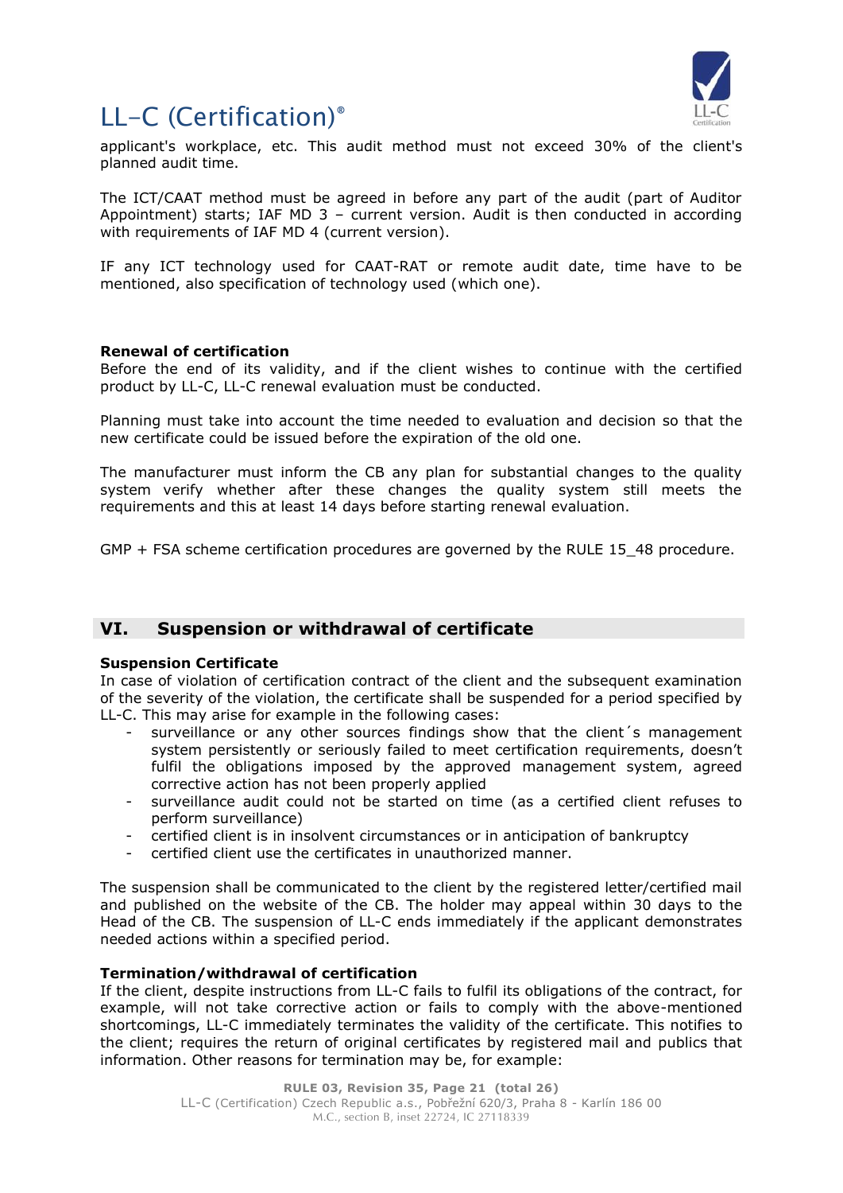applicant's workplace, etc. This audit method must not exceed 30% of the client's planned audit time.

The ICT/CAAT method must be agreed in before any part of the audit (part of Auditor Appointment) starts; IAF MD 3 – current version. Audit is then conducted in according with requirements of IAF MD 4 (current version).

IF any ICT technology used for CAAT-RAT or remote audit date, time have to be mentioned, also specification of technology used (which one).

**Renewal of certification**
Before the end of its validity, and if the client wishes to continue with the certified product by LL-C, LL-C renewal evaluation must be conducted.

Planning must take into account the time needed to evaluation and decision so that the new certificate could be issued before the expiration of the old one.

The manufacturer must inform the CB any plan for substantial changes to the quality system verify whether after these changes the quality system still meets the requirements and this at least 14 days before starting renewal evaluation.

GMP + FSA scheme certification procedures are governed by the RULE 15_48 procedure.

## VI. Suspension or withdrawal of certificate

**Suspension Certificate**
In case of violation of certification contract of the client and the subsequent examination of the severity of the violation, the certificate shall be suspended for a period specified by LL-C. This may arise for example in the following cases:

- surveillance or any other sources findings show that the client´s management system persistently or seriously failed to meet certification requirements, doesn't fulfil the obligations imposed by the approved management system, agreed corrective action has not been properly applied
- surveillance audit could not be started on time (as a certified client refuses to perform surveillance)
- certified client is in insolvent circumstances or in anticipation of bankruptcy
- certified client use the certificates in unauthorized manner.

The suspension shall be communicated to the client by the registered letter/certified mail and published on the website of the CB. The holder may appeal within 30 days to the Head of the CB. The suspension of LL-C ends immediately if the applicant demonstrates needed actions within a specified period.

**Termination/withdrawal of certification**
If the client, despite instructions from LL-C fails to fulfil its obligations of the contract, for example, will not take corrective action or fails to comply with the above-mentioned shortcomings, LL-C immediately terminates the validity of the certificate. This notifies to the client; requires the return of original certificates by registered mail and publics that information. Other reasons for termination may be, for example: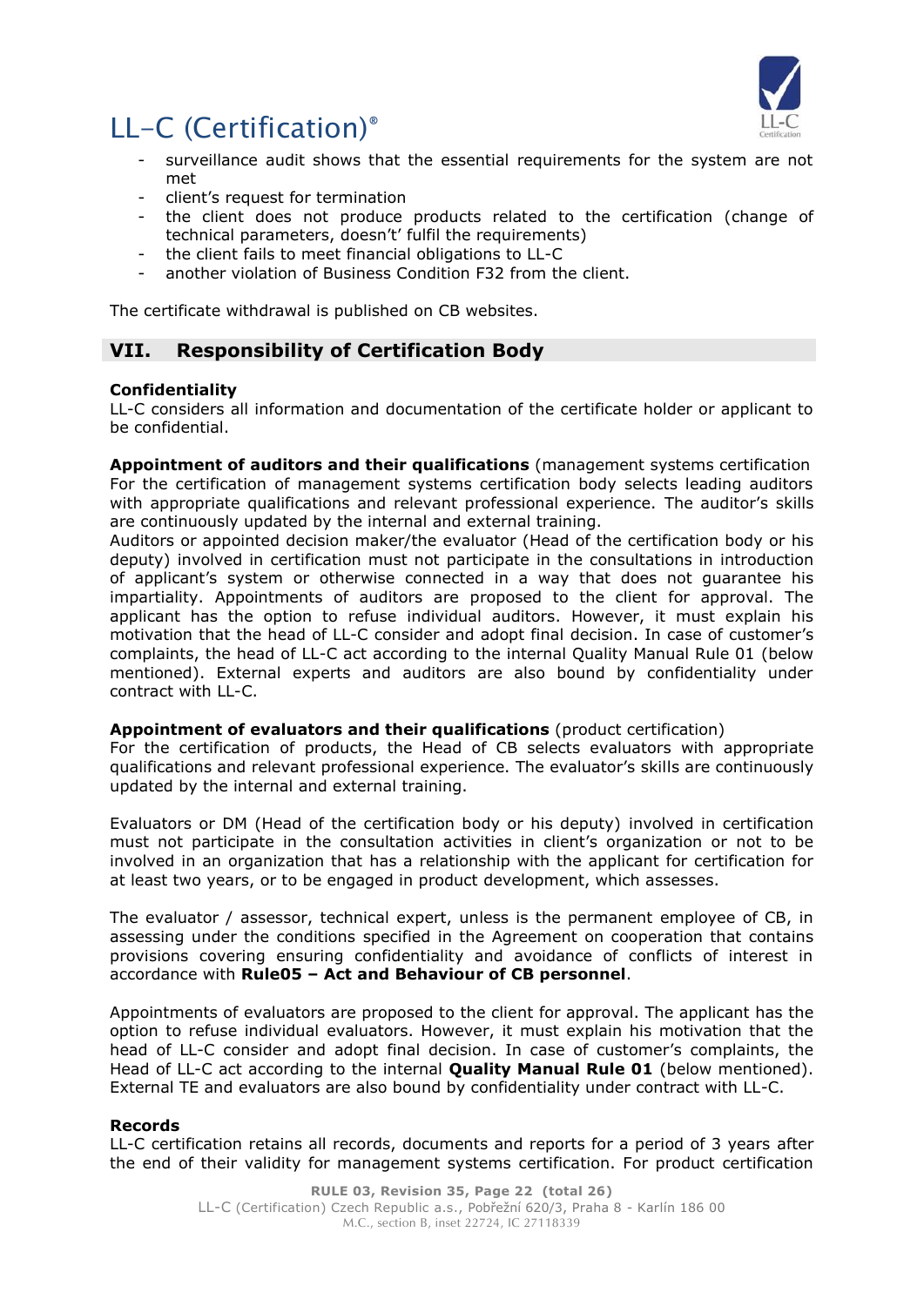- surveillance audit shows that the essential requirements for the system are not met
- client's request for termination
- the client does not produce products related to the certification (change of technical parameters, doesn't' fulfil the requirements)
- the client fails to meet financial obligations to LL-C
- another violation of Business Condition F32 from the client.

The certificate withdrawal is published on CB websites.

## VII. Responsibility of Certification Body

**Confidentiality**
LL-C considers all information and documentation of the certificate holder or applicant to be confidential.

**Appointment of auditors and their qualifications** (management systems certification
For the certification of management systems certification body selects leading auditors with appropriate qualifications and relevant professional experience. The auditor's skills are continuously updated by the internal and external training.
Auditors or appointed decision maker/the evaluator (Head of the certification body or his deputy) involved in certification must not participate in the consultations in introduction of applicant's system or otherwise connected in a way that does not guarantee his impartiality. Appointments of auditors are proposed to the client for approval. The applicant has the option to refuse individual auditors. However, it must explain his motivation that the head of LL-C consider and adopt final decision. In case of customer's complaints, the head of LL-C act according to the internal Quality Manual Rule 01 (below mentioned). External experts and auditors are also bound by confidentiality under contract with LL-C.

**Appointment of evaluators and their qualifications** (product certification)
For the certification of products, the Head of CB selects evaluators with appropriate qualifications and relevant professional experience. The evaluator's skills are continuously updated by the internal and external training.

Evaluators or DM (Head of the certification body or his deputy) involved in certification must not participate in the consultation activities in client's organization or not to be involved in an organization that has a relationship with the applicant for certification for at least two years, or to be engaged in product development, which assesses.

The evaluator / assessor, technical expert, unless is the permanent employee of CB, in assessing under the conditions specified in the Agreement on cooperation that contains provisions covering ensuring confidentiality and avoidance of conflicts of interest in accordance with **Rule05 – Act and Behaviour of CB personnel**.

Appointments of evaluators are proposed to the client for approval. The applicant has the option to refuse individual evaluators. However, it must explain his motivation that the head of LL-C consider and adopt final decision. In case of customer's complaints, the Head of LL-C act according to the internal **Quality Manual Rule 01** (below mentioned). External TE and evaluators are also bound by confidentiality under contract with LL-C.

**Records**
LL-C certification retains all records, documents and reports for a period of 3 years after the end of their validity for management systems certification. For product certification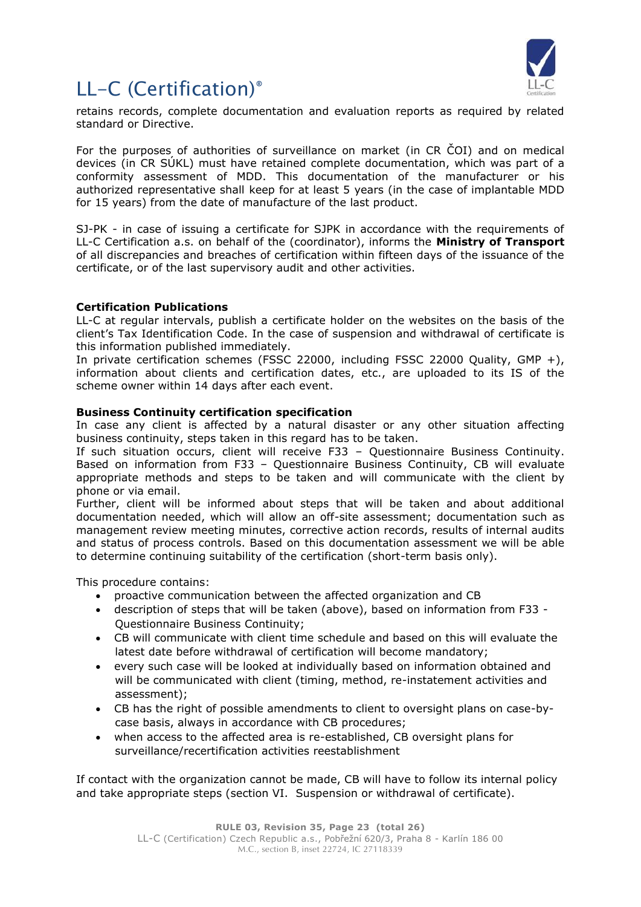retains records, complete documentation and evaluation reports as required by related standard or Directive.

For the purposes of authorities of surveillance on market (in CR ČOI) and on medical devices (in CR SÚKL) must have retained complete documentation, which was part of a conformity assessment of MDD. This documentation of the manufacturer or his authorized representative shall keep for at least 5 years (in the case of implantable MDD for 15 years) from the date of manufacture of the last product.

SJ-PK - in case of issuing a certificate for SJPK in accordance with the requirements of LL-C Certification a.s. on behalf of the (coordinator), informs the **Ministry of Transport** of all discrepancies and breaches of certification within fifteen days of the issuance of the certificate, or of the last supervisory audit and other activities.

**Certification Publications**

LL-C at regular intervals, publish a certificate holder on the websites on the basis of the client's Tax Identification Code. In the case of suspension and withdrawal of certificate is this information published immediately.

In private certification schemes (FSSC 22000, including FSSC 22000 Quality, GMP +), information about clients and certification dates, etc., are uploaded to its IS of the scheme owner within 14 days after each event.

**Business Continuity certification specification**

In case any client is affected by a natural disaster or any other situation affecting business continuity, steps taken in this regard has to be taken.

If such situation occurs, client will receive F33 – Questionnaire Business Continuity. Based on information from F33 – Questionnaire Business Continuity, CB will evaluate appropriate methods and steps to be taken and will communicate with the client by phone or via email.

Further, client will be informed about steps that will be taken and about additional documentation needed, which will allow an off-site assessment; documentation such as management review meeting minutes, corrective action records, results of internal audits and status of process controls. Based on this documentation assessment we will be able to determine continuing suitability of the certification (short-term basis only).

This procedure contains:

- proactive communication between the affected organization and CB
- description of steps that will be taken (above), based on information from F33 - Questionnaire Business Continuity;
- CB will communicate with client time schedule and based on this will evaluate the latest date before withdrawal of certification will become mandatory;
- every such case will be looked at individually based on information obtained and will be communicated with client (timing, method, re-instatement activities and assessment);
- CB has the right of possible amendments to client to oversight plans on case-by-case basis, always in accordance with CB procedures;
- when access to the affected area is re-established, CB oversight plans for surveillance/recertification activities reestablishment

If contact with the organization cannot be made, CB will have to follow its internal policy and take appropriate steps (section VI. Suspension or withdrawal of certificate).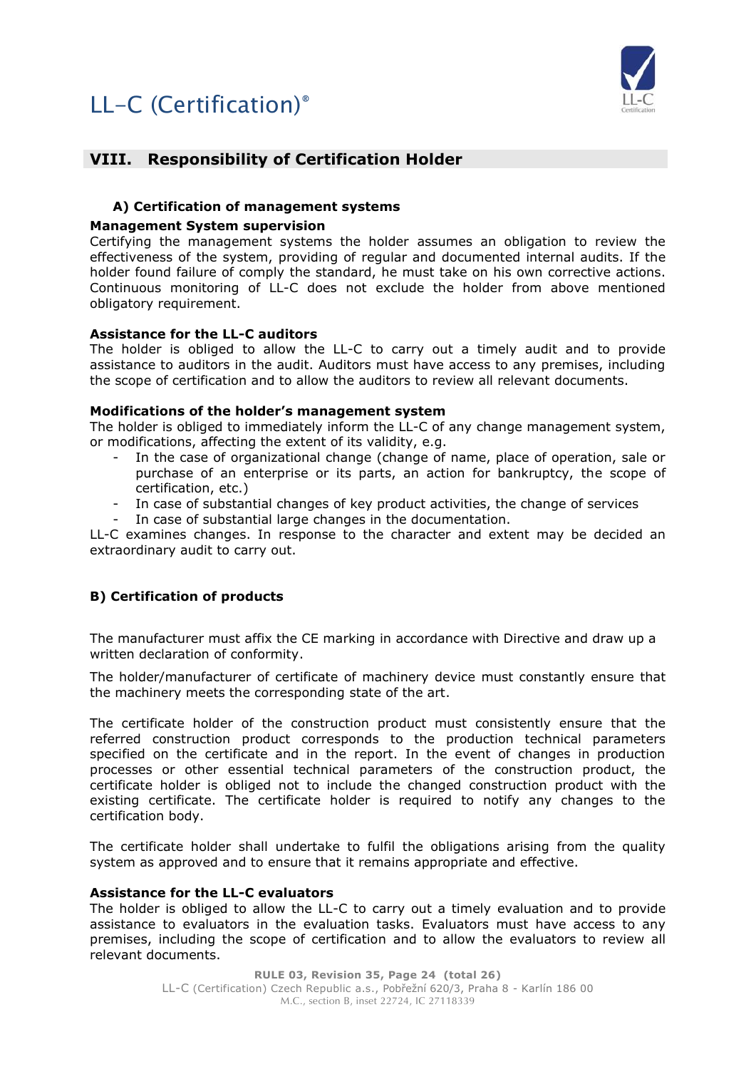## VIII. Responsibility of Certification Holder

### A) Certification of management systems

**Management System supervision**

Certifying the management systems the holder assumes an obligation to review the effectiveness of the system, providing of regular and documented internal audits. If the holder found failure of comply the standard, he must take on his own corrective actions. Continuous monitoring of LL-C does not exclude the holder from above mentioned obligatory requirement.

**Assistance for the LL-C auditors**

The holder is obliged to allow the LL-C to carry out a timely audit and to provide assistance to auditors in the audit. Auditors must have access to any premises, including the scope of certification and to allow the auditors to review all relevant documents.

**Modifications of the holder's management system**

The holder is obliged to immediately inform the LL-C of any change management system, or modifications, affecting the extent of its validity, e.g.

- In the case of organizational change (change of name, place of operation, sale or purchase of an enterprise or its parts, an action for bankruptcy, the scope of certification, etc.)
- In case of substantial changes of key product activities, the change of services
- In case of substantial large changes in the documentation.

LL-C examines changes. In response to the character and extent may be decided an extraordinary audit to carry out.

### B) Certification of products

The manufacturer must affix the CE marking in accordance with Directive and draw up a written declaration of conformity.

The holder/manufacturer of certificate of machinery device must constantly ensure that the machinery meets the corresponding state of the art.

The certificate holder of the construction product must consistently ensure that the referred construction product corresponds to the production technical parameters specified on the certificate and in the report. In the event of changes in production processes or other essential technical parameters of the construction product, the certificate holder is obliged not to include the changed construction product with the existing certificate. The certificate holder is required to notify any changes to the certification body.

The certificate holder shall undertake to fulfil the obligations arising from the quality system as approved and to ensure that it remains appropriate and effective.

**Assistance for the LL-C evaluators**

The holder is obliged to allow the LL-C to carry out a timely evaluation and to provide assistance to evaluators in the evaluation tasks. Evaluators must have access to any premises, including the scope of certification and to allow the evaluators to review all relevant documents.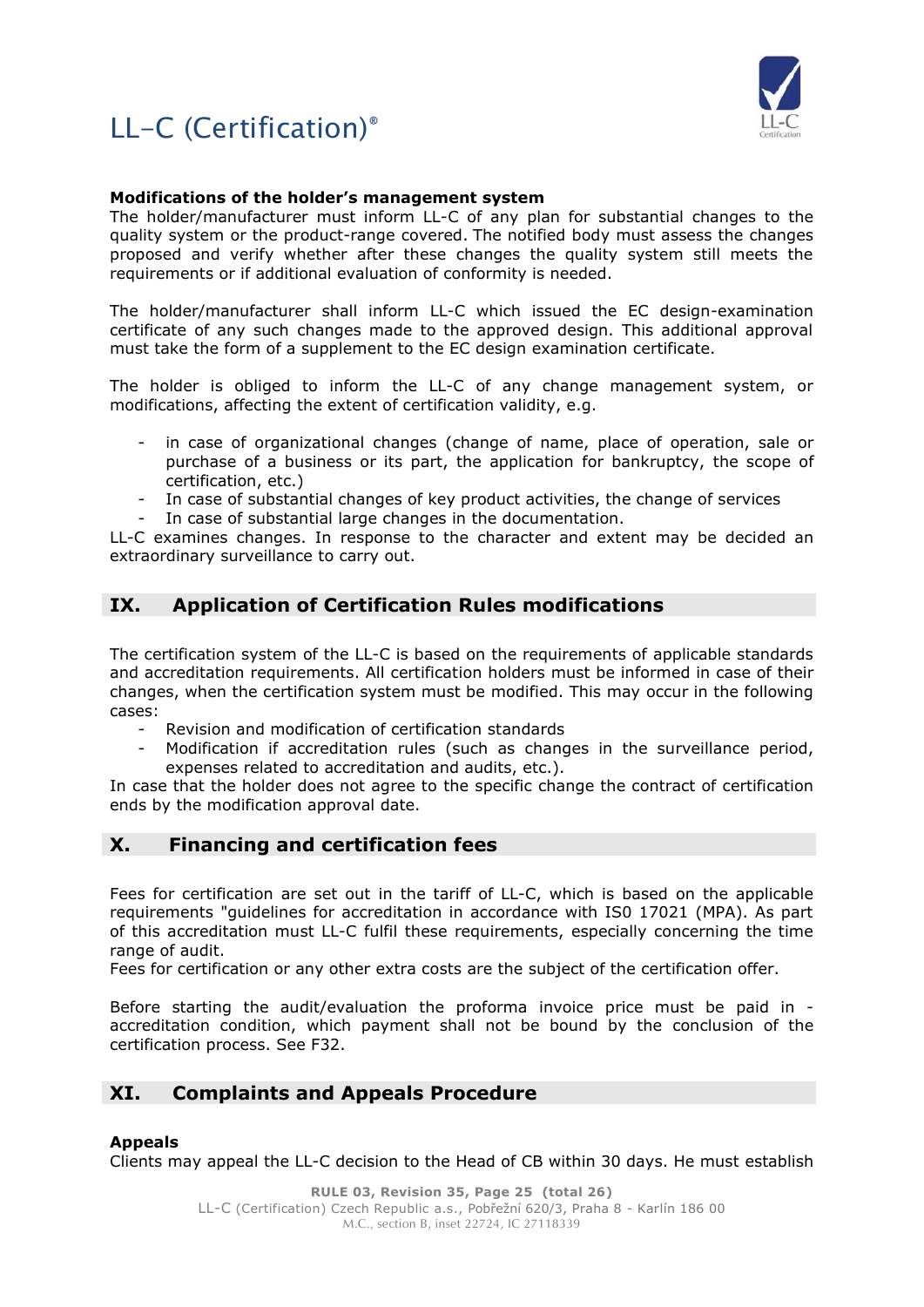**Modifications of the holder's management system**
The holder/manufacturer must inform LL-C of any plan for substantial changes to the quality system or the product-range covered. The notified body must assess the changes proposed and verify whether after these changes the quality system still meets the requirements or if additional evaluation of conformity is needed.

The holder/manufacturer shall inform LL-C which issued the EC design-examination certificate of any such changes made to the approved design. This additional approval must take the form of a supplement to the EC design examination certificate.

The holder is obliged to inform the LL-C of any change management system, or modifications, affecting the extent of certification validity, e.g.

- in case of organizational changes (change of name, place of operation, sale or purchase of a business or its part, the application for bankruptcy, the scope of certification, etc.)
- In case of substantial changes of key product activities, the change of services
- In case of substantial large changes in the documentation.

LL-C examines changes. In response to the character and extent may be decided an extraordinary surveillance to carry out.

## IX. Application of Certification Rules modifications

The certification system of the LL-C is based on the requirements of applicable standards and accreditation requirements. All certification holders must be informed in case of their changes, when the certification system must be modified. This may occur in the following cases:

- Revision and modification of certification standards
- Modification if accreditation rules (such as changes in the surveillance period, expenses related to accreditation and audits, etc.).

In case that the holder does not agree to the specific change the contract of certification ends by the modification approval date.

## X. Financing and certification fees

Fees for certification are set out in the tariff of LL-C, which is based on the applicable requirements "guidelines for accreditation in accordance with IS0 17021 (MPA). As part of this accreditation must LL-C fulfil these requirements, especially concerning the time range of audit.
Fees for certification or any other extra costs are the subject of the certification offer.

Before starting the audit/evaluation the proforma invoice price must be paid in - accreditation condition, which payment shall not be bound by the conclusion of the certification process. See F32.

## XI. Complaints and Appeals Procedure

**Appeals**
Clients may appeal the LL-C decision to the Head of CB within 30 days. He must establish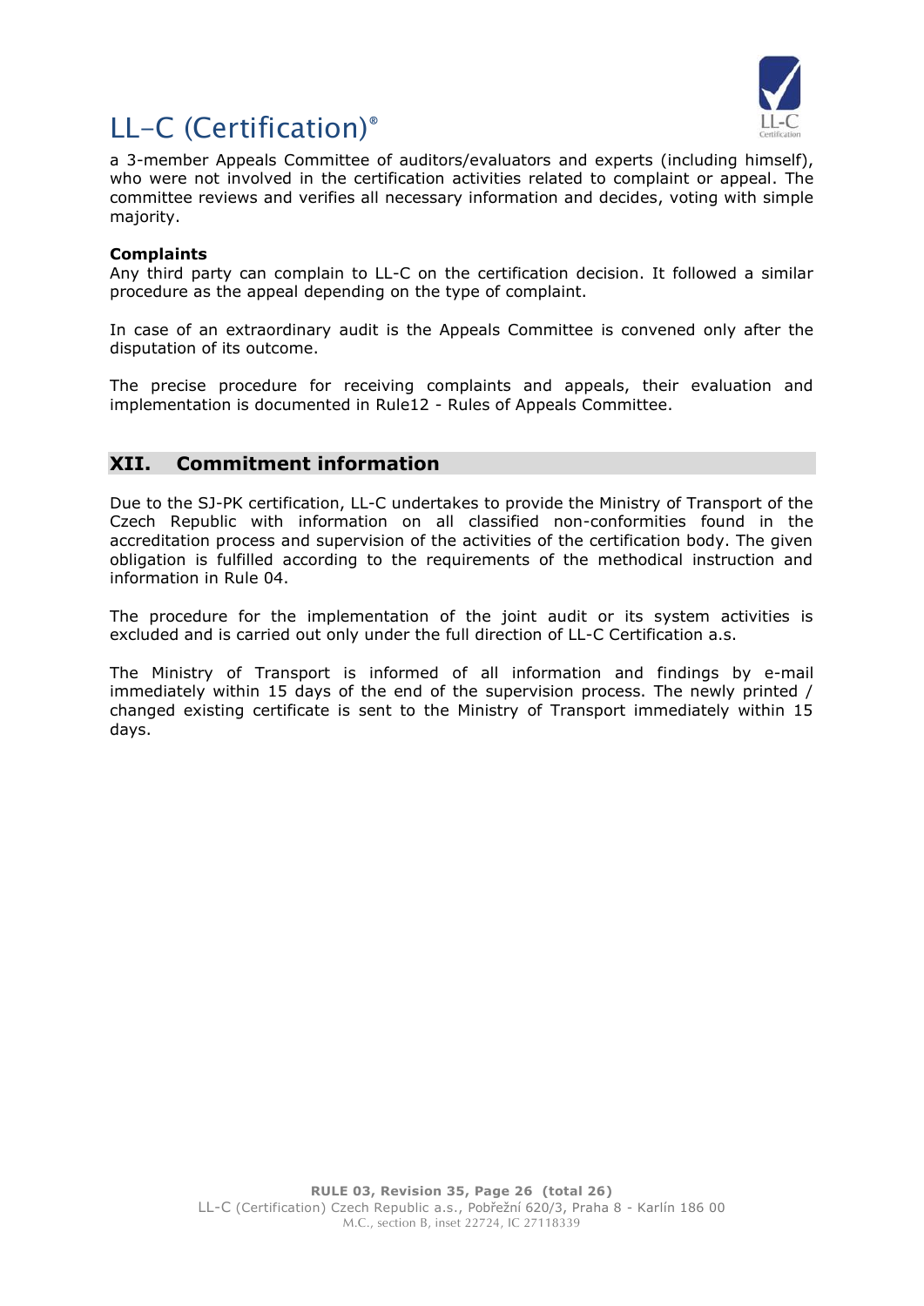a 3-member Appeals Committee of auditors/evaluators and experts (including himself), who were not involved in the certification activities related to complaint or appeal. The committee reviews and verifies all necessary information and decides, voting with simple majority.

**Complaints**

Any third party can complain to LL-C on the certification decision. It followed a similar procedure as the appeal depending on the type of complaint.

In case of an extraordinary audit is the Appeals Committee is convened only after the disputation of its outcome.

The precise procedure for receiving complaints and appeals, their evaluation and implementation is documented in Rule12 - Rules of Appeals Committee.

## XII. Commitment information

Due to the SJ-PK certification, LL-C undertakes to provide the Ministry of Transport of the Czech Republic with information on all classified non-conformities found in the accreditation process and supervision of the activities of the certification body. The given obligation is fulfilled according to the requirements of the methodical instruction and information in Rule 04.

The procedure for the implementation of the joint audit or its system activities is excluded and is carried out only under the full direction of LL-C Certification a.s.

The Ministry of Transport is informed of all information and findings by e-mail immediately within 15 days of the end of the supervision process. The newly printed / changed existing certificate is sent to the Ministry of Transport immediately within 15 days.